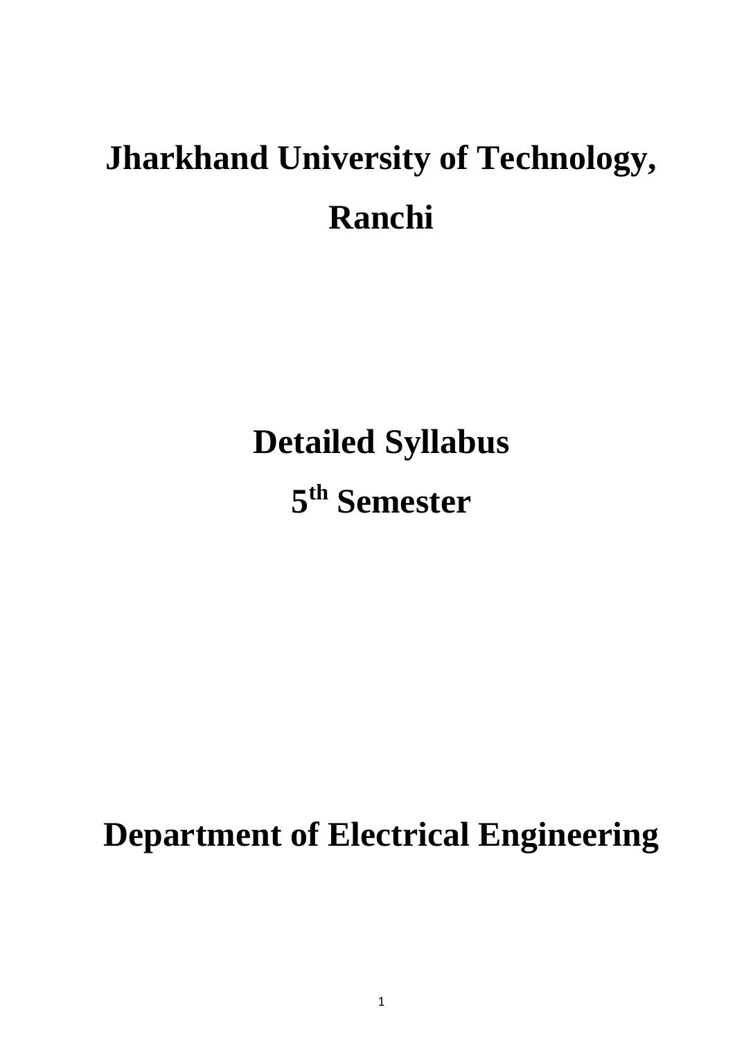# Jharkhand University of Technology, Ranchi

# Detailed Syllabus

# 5th Semester

# Department of Electrical Engineering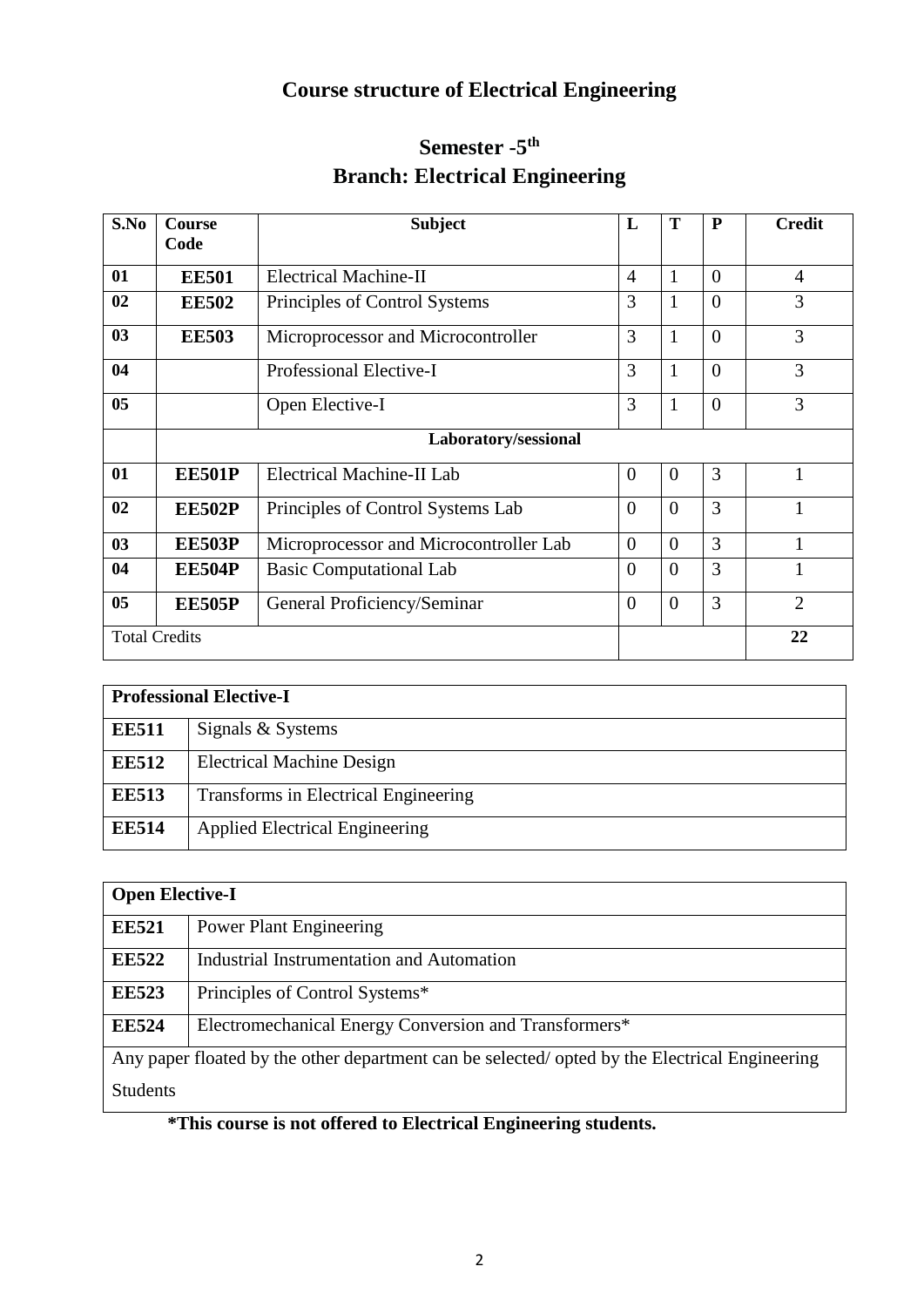# Course structure of Electrical Engineering

## Semester -5th
## Branch: Electrical Engineering

| S.No | Course Code | Subject | L | T | P | Credit |
|---|---|---|---|---|---|---|
| **01** | **EE501** | Electrical Machine-II | 4 | 1 | 0 | 4 |
| **02** | **EE502** | Principles of Control Systems | 3 | 1 | 0 | 3 |
| **03** | **EE503** | Microprocessor and Microcontroller | 3 | 1 | 0 | 3 |
| **04** | | Professional Elective-I | 3 | 1 | 0 | 3 |
| **05** | | Open Elective-I | 3 | 1 | 0 | 3 |
| | **Laboratory/sessional** | | | | | |
| **01** | **EE501P** | Electrical Machine-II Lab | 0 | 0 | 3 | 1 |
| **02** | **EE502P** | Principles of Control Systems Lab | 0 | 0 | 3 | 1 |
| **03** | **EE503P** | Microprocessor and Microcontroller Lab | 0 | 0 | 3 | 1 |
| **04** | **EE504P** | Basic Computational Lab | 0 | 0 | 3 | 1 |
| **05** | **EE505P** | General Proficiency/Seminar | 0 | 0 | 3 | 2 |
| Total Credits | | | | | | **22** |

| **Professional Elective-I** | |
|---|---|
| **EE511** | Signals & Systems |
| **EE512** | Electrical Machine Design |
| **EE513** | Transforms in Electrical Engineering |
| **EE514** | Applied Electrical Engineering |

| **Open Elective-I** | |
|---|---|
| **EE521** | Power Plant Engineering |
| **EE522** | Industrial Instrumentation and Automation |
| **EE523** | Principles of Control Systems* |
| **EE524** | Electromechanical Energy Conversion and Transformers* |
| Any paper floated by the other department can be selected/ opted by the Electrical Engineering Students | |

**\*This course is not offered to Electrical Engineering students.**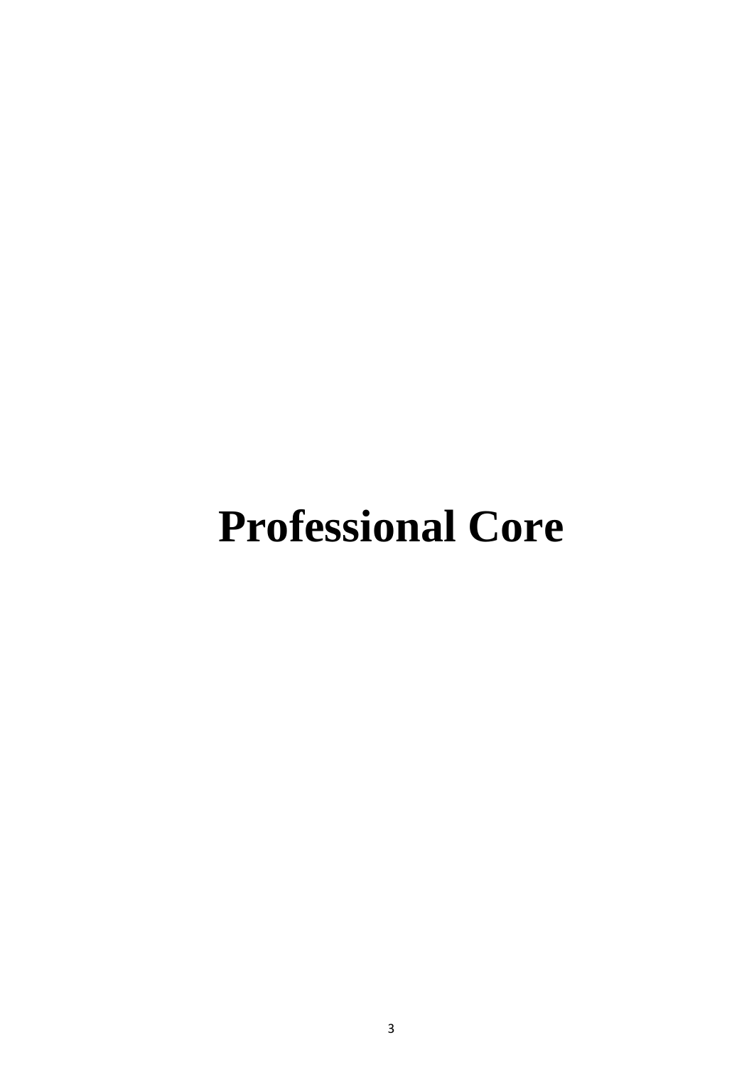# Professional Core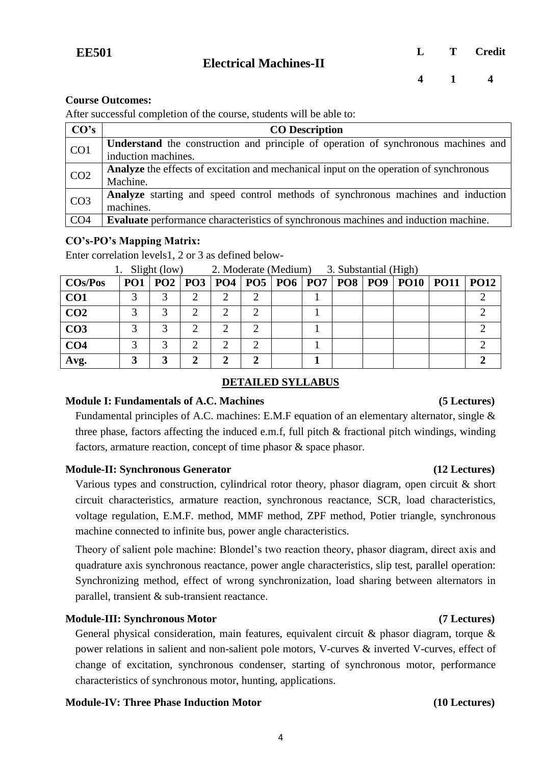**EE501**

# Electrical Machines-II

| L | T | Credit |
|---|---|---|
| 4 | 1 | 4 |

**Course Outcomes:**

After successful completion of the course, students will be able to:

| CO's | CO Description |
|---|---|
| CO1 | **Understand** the construction and principle of operation of synchronous machines and induction machines. |
| CO2 | **Analyze** the effects of excitation and mechanical input on the operation of synchronous Machine. |
| CO3 | **Analyze** starting and speed control methods of synchronous machines and induction machines. |
| CO4 | **Evaluate** performance characteristics of synchronous machines and induction machine. |

**CO's-PO's Mapping Matrix:**

Enter correlation levels1, 2 or 3 as defined below-

1. Slight (low) 2. Moderate (Medium) 3. Substantial (High)

| COs/Pos | PO1 | PO2 | PO3 | PO4 | PO5 | PO6 | PO7 | PO8 | PO9 | PO10 | PO11 | PO12 |
|---|---|---|---|---|---|---|---|---|---|---|---|---|
| **CO1** | 3 | 3 | 2 | 2 | 2 | | 1 | | | | | 2 |
| **CO2** | 3 | 3 | 2 | 2 | 2 | | 1 | | | | | 2 |
| **CO3** | 3 | 3 | 2 | 2 | 2 | | 1 | | | | | 2 |
| **CO4** | 3 | 3 | 2 | 2 | 2 | | 1 | | | | | 2 |
| **Avg.** | **3** | **3** | **2** | **2** | **2** | | **1** | | | | | **2** |

## DETAILED SYLLABUS

**Module I: Fundamentals of A.C. Machines (5 Lectures)**

Fundamental principles of A.C. machines: E.M.F equation of an elementary alternator, single & three phase, factors affecting the induced e.m.f, full pitch & fractional pitch windings, winding factors, armature reaction, concept of time phasor & space phasor.

**Module-II: Synchronous Generator (12 Lectures)**

Various types and construction, cylindrical rotor theory, phasor diagram, open circuit & short circuit characteristics, armature reaction, synchronous reactance, SCR, load characteristics, voltage regulation, E.M.F. method, MMF method, ZPF method, Potier triangle, synchronous machine connected to infinite bus, power angle characteristics.

Theory of salient pole machine: Blondel's two reaction theory, phasor diagram, direct axis and quadrature axis synchronous reactance, power angle characteristics, slip test, parallel operation: Synchronizing method, effect of wrong synchronization, load sharing between alternators in parallel, transient & sub-transient reactance.

**Module-III: Synchronous Motor (7 Lectures)**

General physical consideration, main features, equivalent circuit & phasor diagram, torque & power relations in salient and non-salient pole motors, V-curves & inverted V-curves, effect of change of excitation, synchronous condenser, starting of synchronous motor, performance characteristics of synchronous motor, hunting, applications.

**Module-IV: Three Phase Induction Motor (10 Lectures)**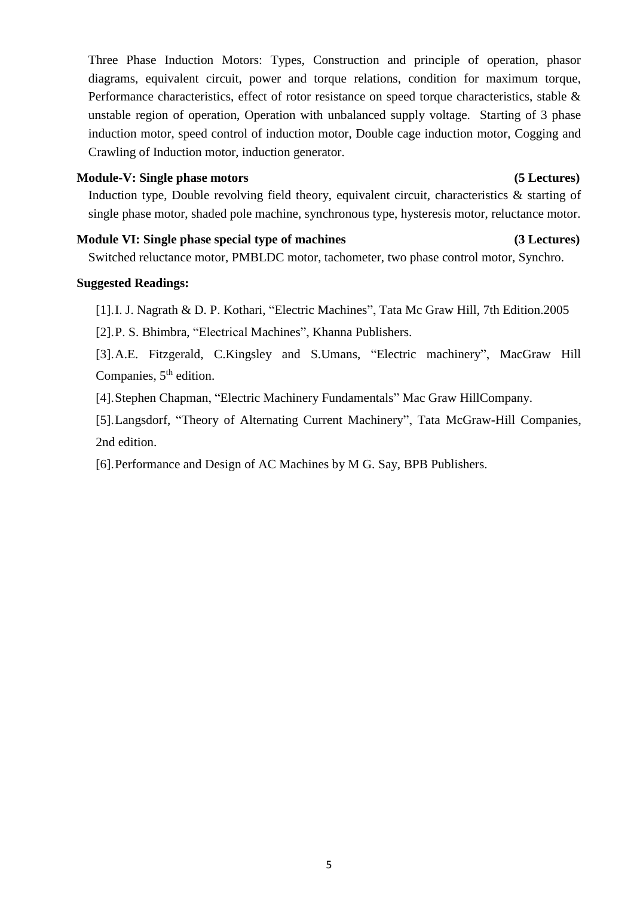Three Phase Induction Motors: Types, Construction and principle of operation, phasor diagrams, equivalent circuit, power and torque relations, condition for maximum torque, Performance characteristics, effect of rotor resistance on speed torque characteristics, stable & unstable region of operation, Operation with unbalanced supply voltage. Starting of 3 phase induction motor, speed control of induction motor, Double cage induction motor, Cogging and Crawling of Induction motor, induction generator.

**Module-V: Single phase motors (5 Lectures)**

Induction type, Double revolving field theory, equivalent circuit, characteristics & starting of single phase motor, shaded pole machine, synchronous type, hysteresis motor, reluctance motor.

**Module VI: Single phase special type of machines (3 Lectures)**

Switched reluctance motor, PMBLDC motor, tachometer, two phase control motor, Synchro.

**Suggested Readings:**

[1]. I. J. Nagrath & D. P. Kothari, "Electric Machines", Tata Mc Graw Hill, 7th Edition.2005

[2]. P. S. Bhimbra, "Electrical Machines", Khanna Publishers.

[3]. A.E. Fitzgerald, C.Kingsley and S.Umans, "Electric machinery", MacGraw Hill Companies, 5th edition.

[4]. Stephen Chapman, "Electric Machinery Fundamentals" Mac Graw HillCompany.

[5]. Langsdorf, "Theory of Alternating Current Machinery", Tata McGraw-Hill Companies, 2nd edition.

[6]. Performance and Design of AC Machines by M G. Say, BPB Publishers.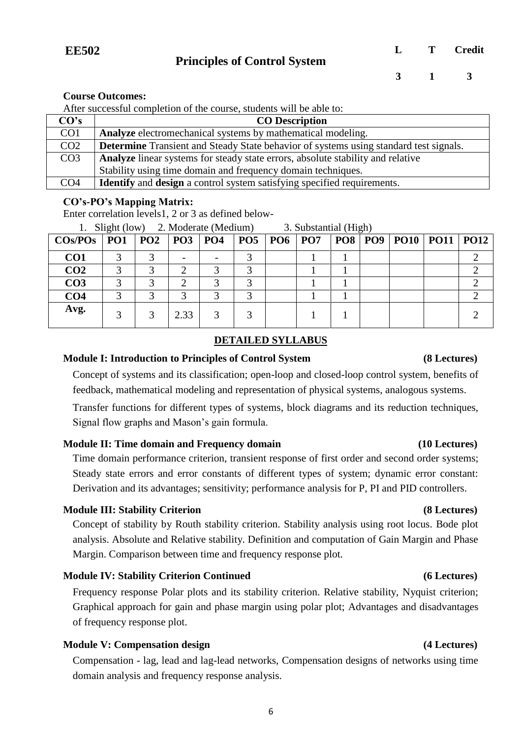**EE502** | **Principles of Control System**

| L | T | Credit |
|---|---|---|
| 3 | 1 | 3 |

**Course Outcomes:**

After successful completion of the course, students will be able to:

| CO's | CO Description |
|---|---|
| CO1 | **Analyze** electromechanical systems by mathematical modeling. |
| CO2 | **Determine** Transient and Steady State behavior of systems using standard test signals. |
| CO3 | **Analyze** linear systems for steady state errors, absolute stability and relative Stability using time domain and frequency domain techniques. |
| CO4 | **Identify** and **design** a control system satisfying specified requirements. |

**CO's-PO's Mapping Matrix:**

Enter correlation levels1, 2 or 3 as defined below-

1. Slight (low) 2. Moderate (Medium) 3. Substantial (High)

| COs/POs | PO1 | PO2 | PO3 | PO4 | PO5 | PO6 | PO7 | PO8 | PO9 | PO10 | PO11 | PO12 |
|---|---|---|---|---|---|---|---|---|---|---|---|---|
| **CO1** | 3 | 3 | - | - | 3 | | 1 | 1 | | | | 2 |
| **CO2** | 3 | 3 | 2 | 3 | 3 | | 1 | 1 | | | | 2 |
| **CO3** | 3 | 3 | 2 | 3 | 3 | | 1 | 1 | | | | 2 |
| **CO4** | 3 | 3 | 3 | 3 | 3 | | 1 | 1 | | | | 2 |
| **Avg.** | 3 | 3 | 2.33 | 3 | 3 | | 1 | 1 | | | | 2 |

## DETAILED SYLLABUS

### Module I: Introduction to Principles of Control System (8 Lectures)

Concept of systems and its classification; open-loop and closed-loop control system, benefits of feedback, mathematical modeling and representation of physical systems, analogous systems.

Transfer functions for different types of systems, block diagrams and its reduction techniques, Signal flow graphs and Mason's gain formula.

### Module II: Time domain and Frequency domain (10 Lectures)

Time domain performance criterion, transient response of first order and second order systems; Steady state errors and error constants of different types of system; dynamic error constant: Derivation and its advantages; sensitivity; performance analysis for P, PI and PID controllers.

### Module III: Stability Criterion (8 Lectures)

Concept of stability by Routh stability criterion. Stability analysis using root locus. Bode plot analysis. Absolute and Relative stability. Definition and computation of Gain Margin and Phase Margin. Comparison between time and frequency response plot.

### Module IV: Stability Criterion Continued (6 Lectures)

Frequency response Polar plots and its stability criterion. Relative stability, Nyquist criterion; Graphical approach for gain and phase margin using polar plot; Advantages and disadvantages of frequency response plot.

### Module V: Compensation design (4 Lectures)

Compensation - lag, lead and lag-lead networks, Compensation designs of networks using time domain analysis and frequency response analysis.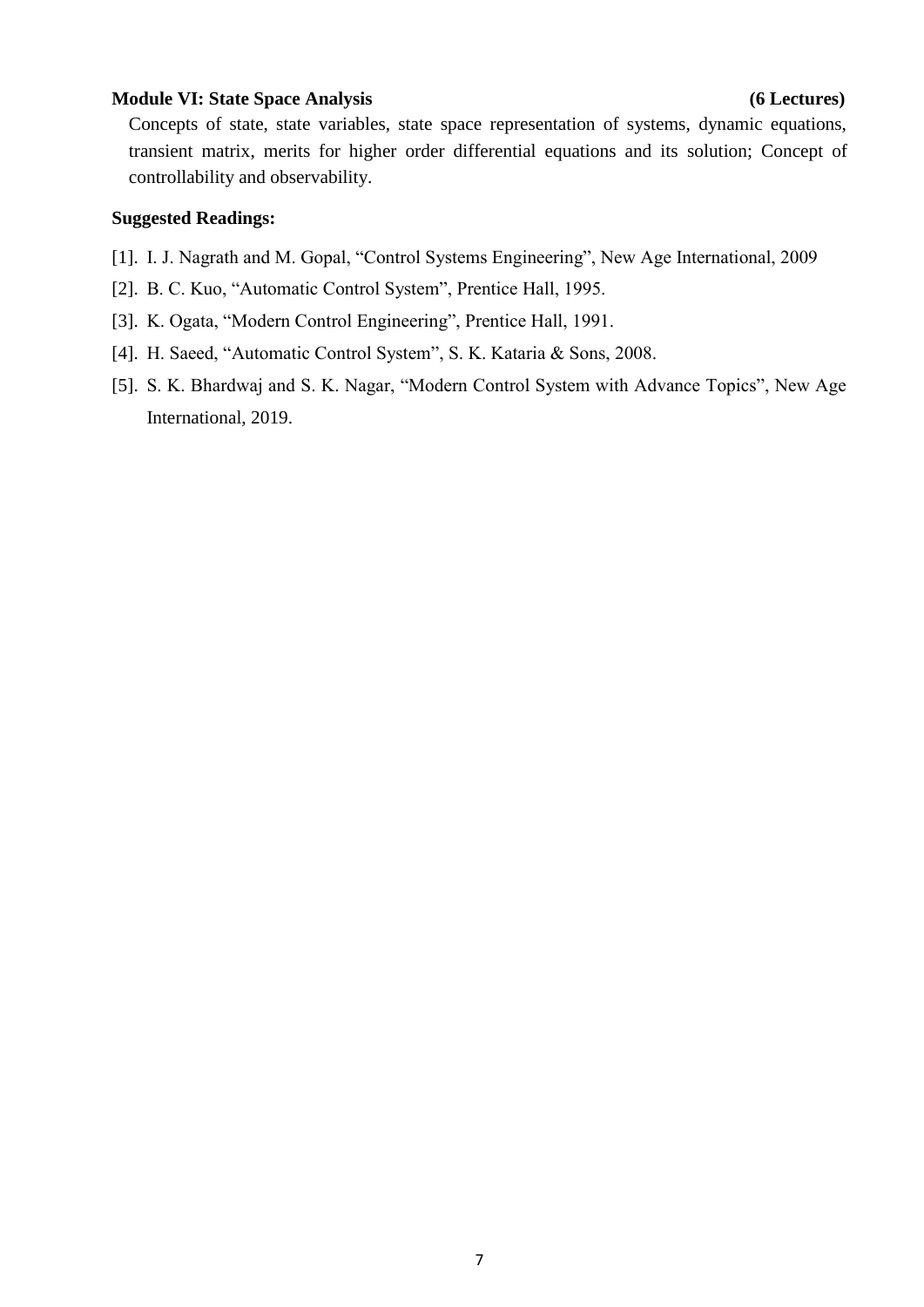**Module VI: State Space Analysis (6 Lectures)**

Concepts of state, state variables, state space representation of systems, dynamic equations, transient matrix, merits for higher order differential equations and its solution; Concept of controllability and observability.

**Suggested Readings:**

[1]. I. J. Nagrath and M. Gopal, "Control Systems Engineering", New Age International, 2009

[2]. B. C. Kuo, "Automatic Control System", Prentice Hall, 1995.

[3]. K. Ogata, "Modern Control Engineering", Prentice Hall, 1991.

[4]. H. Saeed, "Automatic Control System", S. K. Kataria & Sons, 2008.

[5]. S. K. Bhardwaj and S. K. Nagar, "Modern Control System with Advance Topics", New Age International, 2019.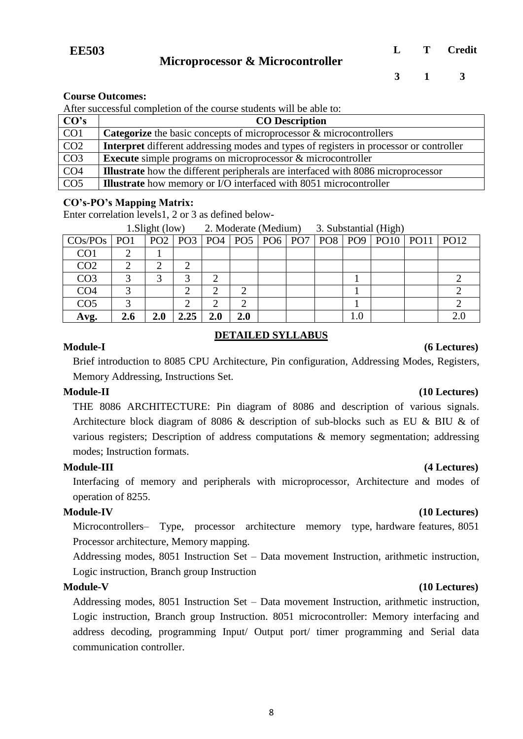**EE503** **Microprocessor & Microcontroller**

| L | T | Credit |
|---|---|---|
| 3 | 1 | 3 |

**Course Outcomes:**

After successful completion of the course students will be able to:

| CO's | CO Description |
|---|---|
| CO1 | **Categorize** the basic concepts of microprocessor & microcontrollers |
| CO2 | **Interpret** different addressing modes and types of registers in processor or controller |
| CO3 | **Execute** simple programs on microprocessor & microcontroller |
| CO4 | **Illustrate** how the different peripherals are interfaced with 8086 microprocessor |
| CO5 | **Illustrate** how memory or I/O interfaced with 8051 microcontroller |

**CO's-PO's Mapping Matrix:**

Enter correlation levels1, 2 or 3 as defined below-

1.Slight (low) 2. Moderate (Medium) 3. Substantial (High)

| COs/POs | PO1 | PO2 | PO3 | PO4 | PO5 | PO6 | PO7 | PO8 | PO9 | PO10 | PO11 | PO12 |
|---|---|---|---|---|---|---|---|---|---|---|---|---|
| CO1 | 2 | 1 | | | | | | | | | | |
| CO2 | 2 | 2 | 2 | | | | | | | | | |
| CO3 | 3 | 3 | 3 | 2 | | | | | 1 | | | 2 |
| CO4 | 3 | | 2 | 2 | 2 | | | | 1 | | | 2 |
| CO5 | 3 | | 2 | 2 | 2 | | | | 1 | | | 2 |
| **Avg.** | **2.6** | **2.0** | **2.25** | **2.0** | **2.0** | | | | 1.0 | | | 2.0 |

## DETAILED SYLLABUS

**Module-I** **(6 Lectures)**

Brief introduction to 8085 CPU Architecture, Pin configuration, Addressing Modes, Registers, Memory Addressing, Instructions Set.

**Module-II** **(10 Lectures)**

THE 8086 ARCHITECTURE: Pin diagram of 8086 and description of various signals. Architecture block diagram of 8086 & description of sub-blocks such as EU & BIU & of various registers; Description of address computations & memory segmentation; addressing modes; Instruction formats.

**Module-III** **(4 Lectures)**

Interfacing of memory and peripherals with microprocessor, Architecture and modes of operation of 8255.

**Module-IV** **(10 Lectures)**

Microcontrollers– Type, processor architecture memory type, hardware features, 8051 Processor architecture, Memory mapping.

Addressing modes, 8051 Instruction Set – Data movement Instruction, arithmetic instruction, Logic instruction, Branch group Instruction

**Module-V** **(10 Lectures)**

Addressing modes, 8051 Instruction Set – Data movement Instruction, arithmetic instruction, Logic instruction, Branch group Instruction. 8051 microcontroller: Memory interfacing and address decoding, programming Input/ Output port/ timer programming and Serial data communication controller.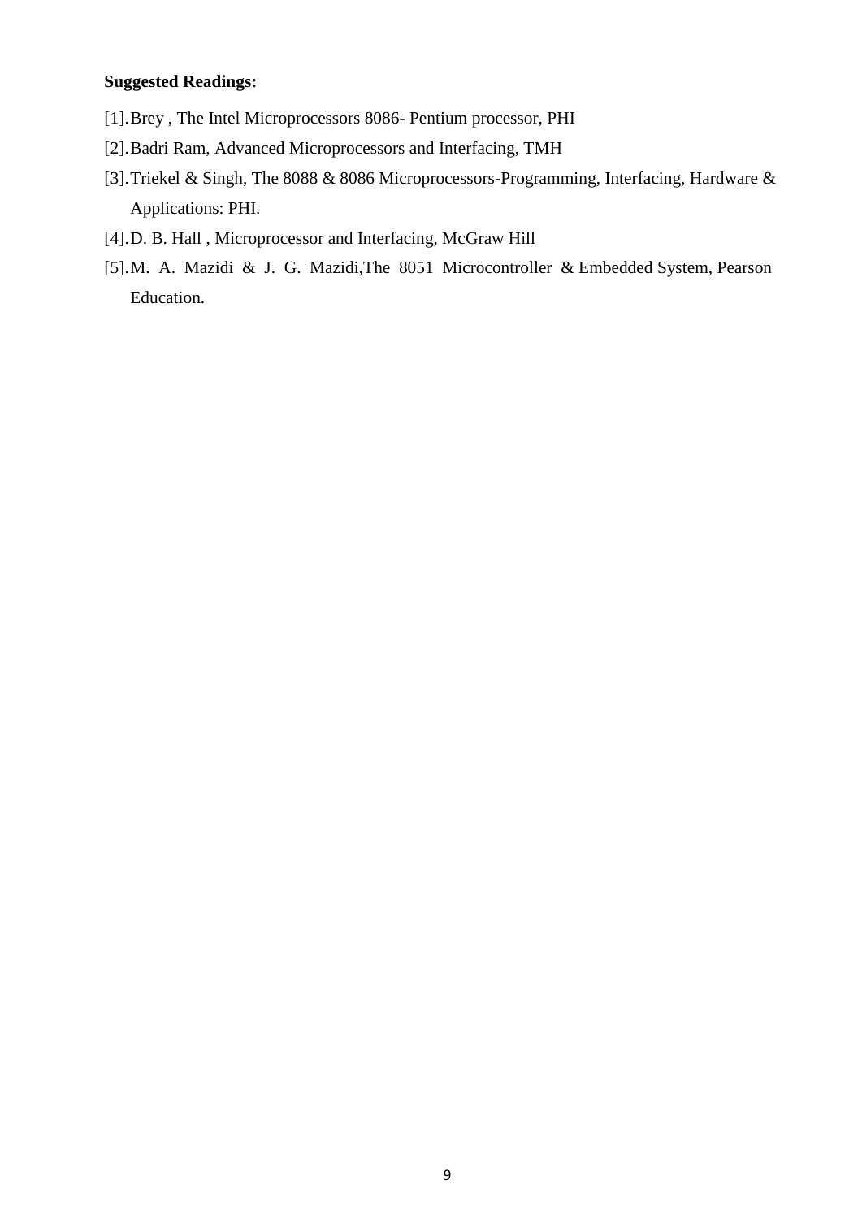**Suggested Readings:**

[1]. Brey , The Intel Microprocessors 8086- Pentium processor, PHI

[2]. Badri Ram, Advanced Microprocessors and Interfacing, TMH

[3]. Triekel & Singh, The 8088 & 8086 Microprocessors-Programming, Interfacing, Hardware & Applications: PHI.

[4]. D. B. Hall , Microprocessor and Interfacing, McGraw Hill

[5]. M. A. Mazidi & J. G. Mazidi,The 8051 Microcontroller & Embedded System, Pearson Education.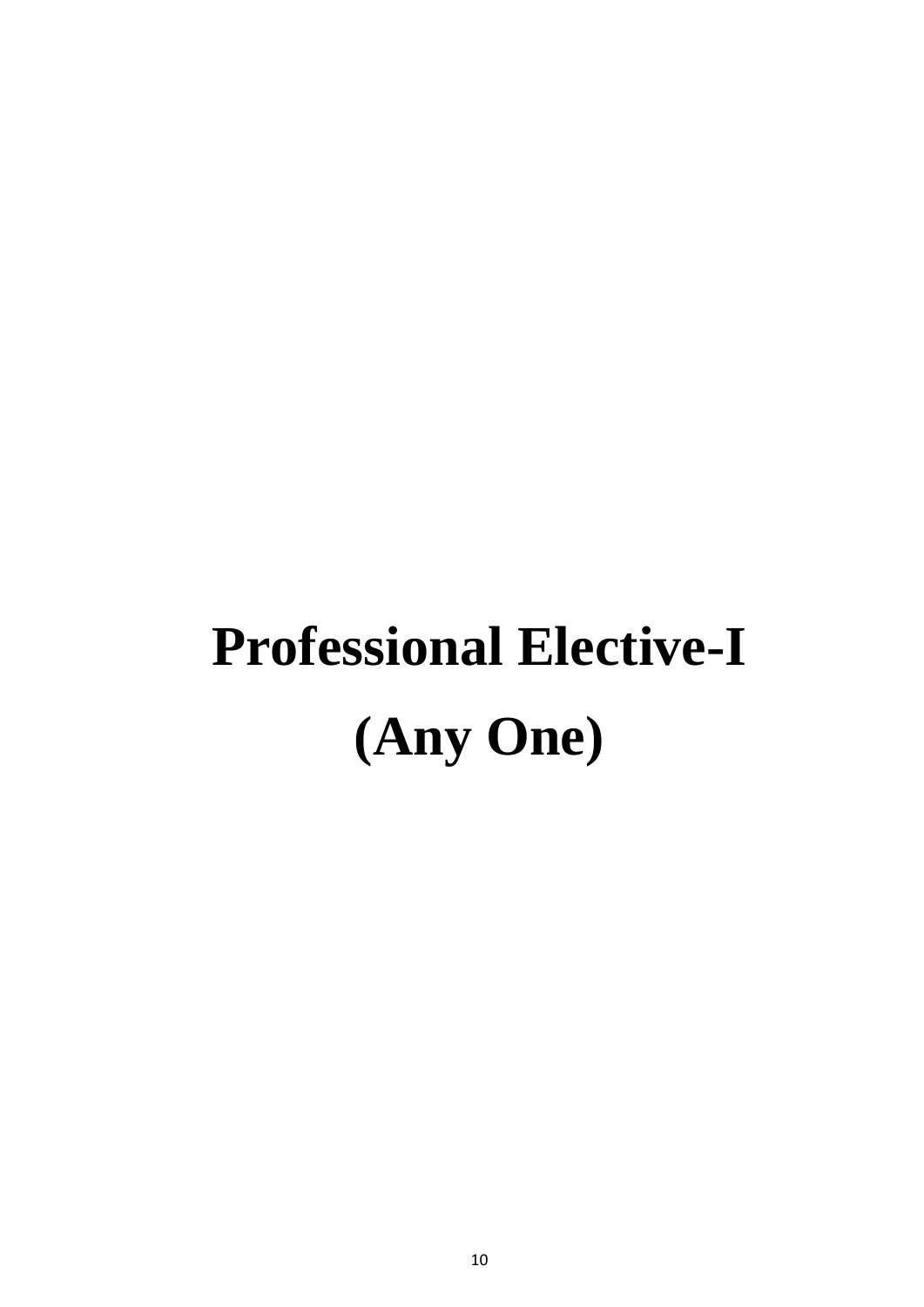# Professional Elective-I
# (Any One)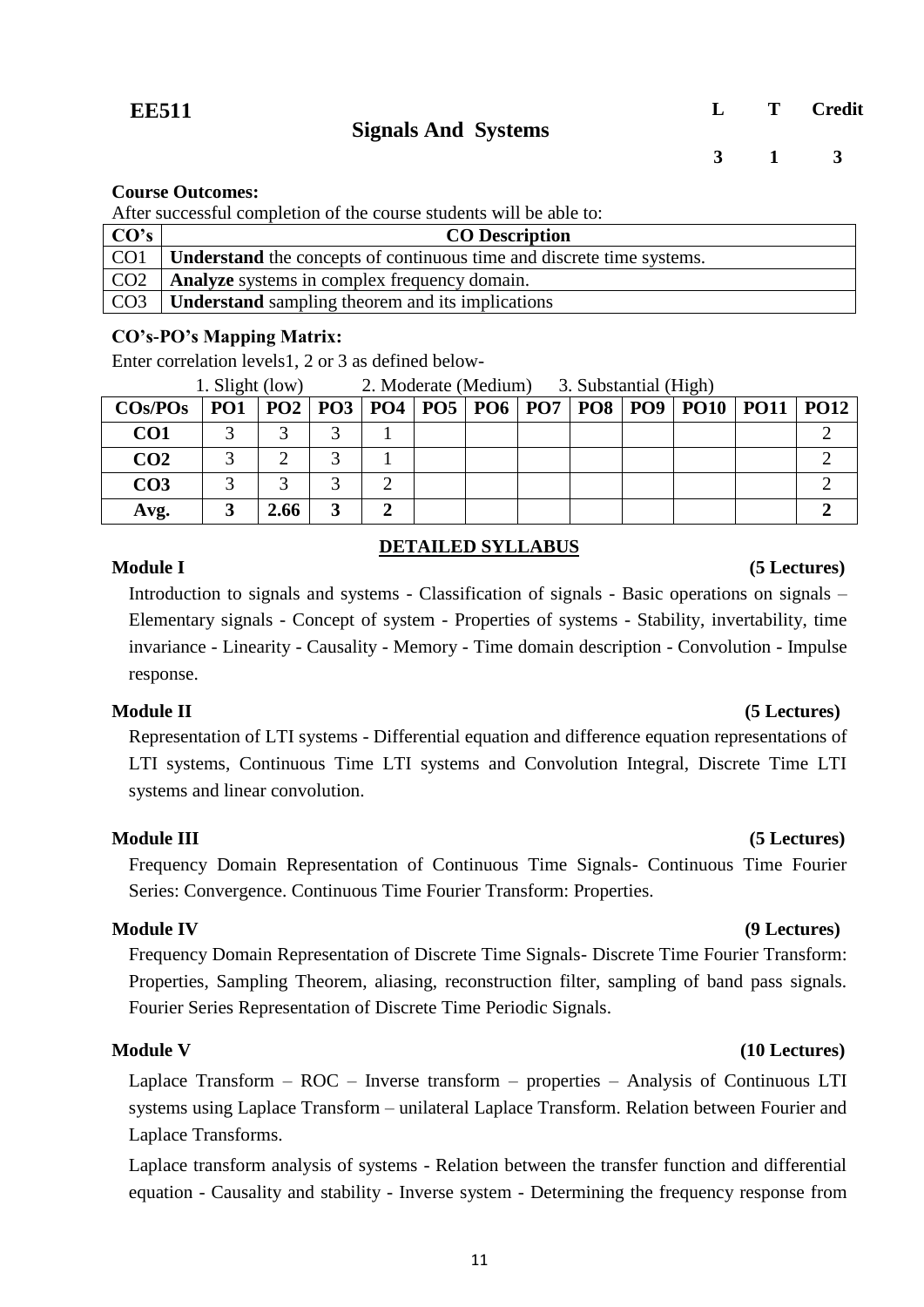**EE511**

## Signals And Systems

| L | T | Credit |
|---|---|---|
| 3 | 1 | 3 |

**Course Outcomes:**

After successful completion of the course students will be able to:

| CO's | CO Description |
|---|---|
| CO1 | **Understand** the concepts of continuous time and discrete time systems. |
| CO2 | **Analyze** systems in complex frequency domain. |
| CO3 | **Understand** sampling theorem and its implications |

**CO's-PO's Mapping Matrix:**

Enter correlation levels1, 2 or 3 as defined below-

1. Slight (low) 2. Moderate (Medium) 3. Substantial (High)

| COs/POs | PO1 | PO2 | PO3 | PO4 | PO5 | PO6 | PO7 | PO8 | PO9 | PO10 | PO11 | PO12 |
|---|---|---|---|---|---|---|---|---|---|---|---|---|
| **CO1** | 3 | 3 | 3 | 1 | | | | | | | | 2 |
| **CO2** | 3 | 2 | 3 | 1 | | | | | | | | 2 |
| **CO3** | 3 | 3 | 3 | 2 | | | | | | | | 2 |
| **Avg.** | **3** | **2.66** | **3** | **2** | | | | | | | | **2** |

**DETAILED SYLLABUS**

**Module I** **(5 Lectures)**

Introduction to signals and systems - Classification of signals - Basic operations on signals – Elementary signals - Concept of system - Properties of systems - Stability, invertability, time invariance - Linearity - Causality - Memory - Time domain description - Convolution - Impulse response.

**Module II** **(5 Lectures)**

Representation of LTI systems - Differential equation and difference equation representations of LTI systems, Continuous Time LTI systems and Convolution Integral, Discrete Time LTI systems and linear convolution.

**Module III** **(5 Lectures)**

Frequency Domain Representation of Continuous Time Signals- Continuous Time Fourier Series: Convergence. Continuous Time Fourier Transform: Properties.

**Module IV** **(9 Lectures)**

Frequency Domain Representation of Discrete Time Signals- Discrete Time Fourier Transform: Properties, Sampling Theorem, aliasing, reconstruction filter, sampling of band pass signals. Fourier Series Representation of Discrete Time Periodic Signals.

**Module V** **(10 Lectures)**

Laplace Transform – ROC – Inverse transform – properties – Analysis of Continuous LTI systems using Laplace Transform – unilateral Laplace Transform. Relation between Fourier and Laplace Transforms.

Laplace transform analysis of systems - Relation between the transfer function and differential equation - Causality and stability - Inverse system - Determining the frequency response from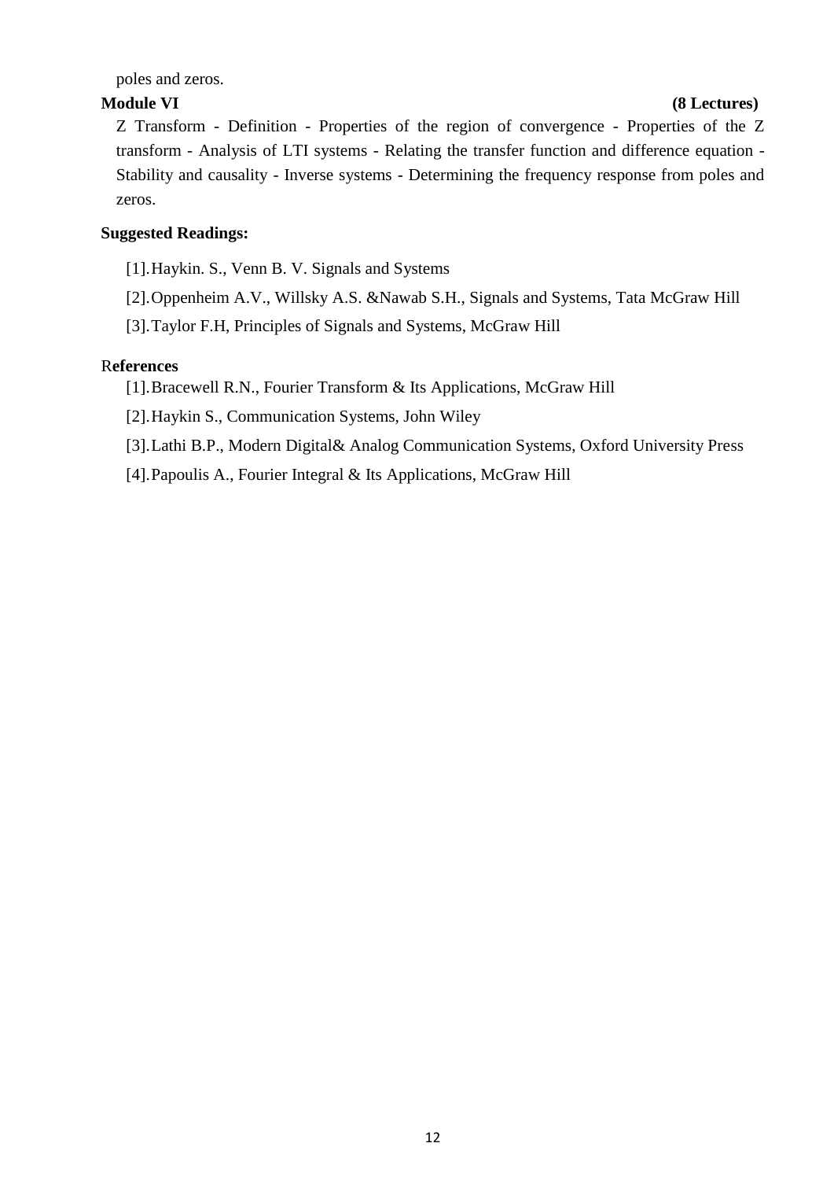poles and zeros.

**Module VI** **(8 Lectures)**

Z Transform - Definition - Properties of the region of convergence - Properties of the Z transform - Analysis of LTI systems - Relating the transfer function and difference equation - Stability and causality - Inverse systems - Determining the frequency response from poles and zeros.

**Suggested Readings:**

[1].Haykin. S., Venn B. V. Signals and Systems

[2].Oppenheim A.V., Willsky A.S. &Nawab S.H., Signals and Systems, Tata McGraw Hill

[3].Taylor F.H, Principles of Signals and Systems, McGraw Hill

R**eferences**

[1].Bracewell R.N., Fourier Transform & Its Applications, McGraw Hill

[2].Haykin S., Communication Systems, John Wiley

[3].Lathi B.P., Modern Digital& Analog Communication Systems, Oxford University Press

[4].Papoulis A., Fourier Integral & Its Applications, McGraw Hill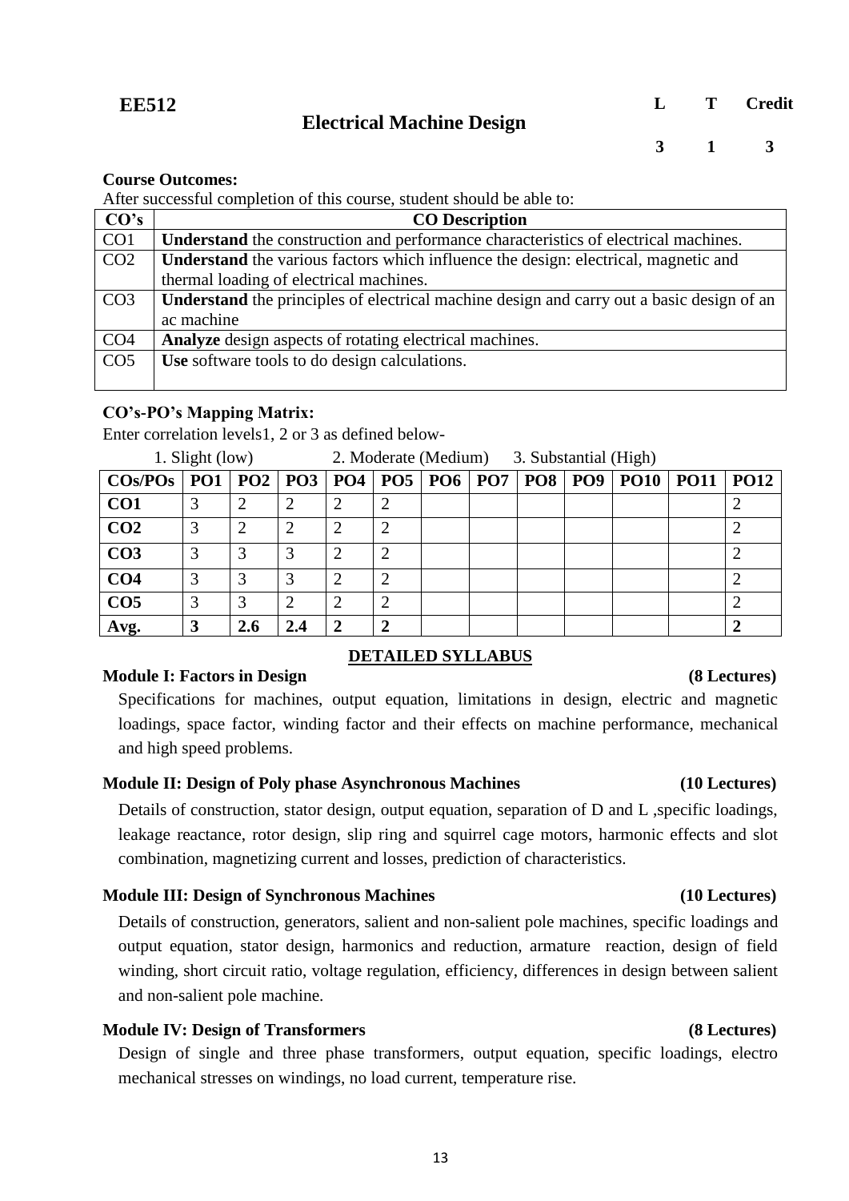**EE512**

# Electrical Machine Design

| L | T | Credit |
|---|---|---|
| 3 | 1 | 3 |

**Course Outcomes:**

After successful completion of this course, student should be able to:

| CO's | CO Description |
|---|---|
| CO1 | **Understand** the construction and performance characteristics of electrical machines. |
| CO2 | **Understand** the various factors which influence the design: electrical, magnetic and thermal loading of electrical machines. |
| CO3 | **Understand** the principles of electrical machine design and carry out a basic design of an ac machine |
| CO4 | **Analyze** design aspects of rotating electrical machines. |
| CO5 | **Use** software tools to do design calculations. |

**CO's-PO's Mapping Matrix:**

Enter correlation levels1, 2 or 3 as defined below-

1. Slight (low)  2. Moderate (Medium)  3. Substantial (High)

| COs/POs | PO1 | PO2 | PO3 | PO4 | PO5 | PO6 | PO7 | PO8 | PO9 | PO10 | PO11 | PO12 |
|---|---|---|---|---|---|---|---|---|---|---|---|---|
| **CO1** | 3 | 2 | 2 | 2 | 2 | | | | | | | 2 |
| **CO2** | 3 | 2 | 2 | 2 | 2 | | | | | | | 2 |
| **CO3** | 3 | 3 | 3 | 2 | 2 | | | | | | | 2 |
| **CO4** | 3 | 3 | 3 | 2 | 2 | | | | | | | 2 |
| **CO5** | 3 | 3 | 2 | 2 | 2 | | | | | | | 2 |
| **Avg.** | **3** | **2.6** | **2.4** | **2** | **2** | | | | | | | **2** |

## DETAILED SYLLABUS

### Module I: Factors in Design (8 Lectures)

Specifications for machines, output equation, limitations in design, electric and magnetic loadings, space factor, winding factor and their effects on machine performance, mechanical and high speed problems.

### Module II: Design of Poly phase Asynchronous Machines (10 Lectures)

Details of construction, stator design, output equation, separation of D and L ,specific loadings, leakage reactance, rotor design, slip ring and squirrel cage motors, harmonic effects and slot combination, magnetizing current and losses, prediction of characteristics.

### Module III: Design of Synchronous Machines (10 Lectures)

Details of construction, generators, salient and non-salient pole machines, specific loadings and output equation, stator design, harmonics and reduction, armature reaction, design of field winding, short circuit ratio, voltage regulation, efficiency, differences in design between salient and non-salient pole machine.

### Module IV: Design of Transformers (8 Lectures)

Design of single and three phase transformers, output equation, specific loadings, electro mechanical stresses on windings, no load current, temperature rise.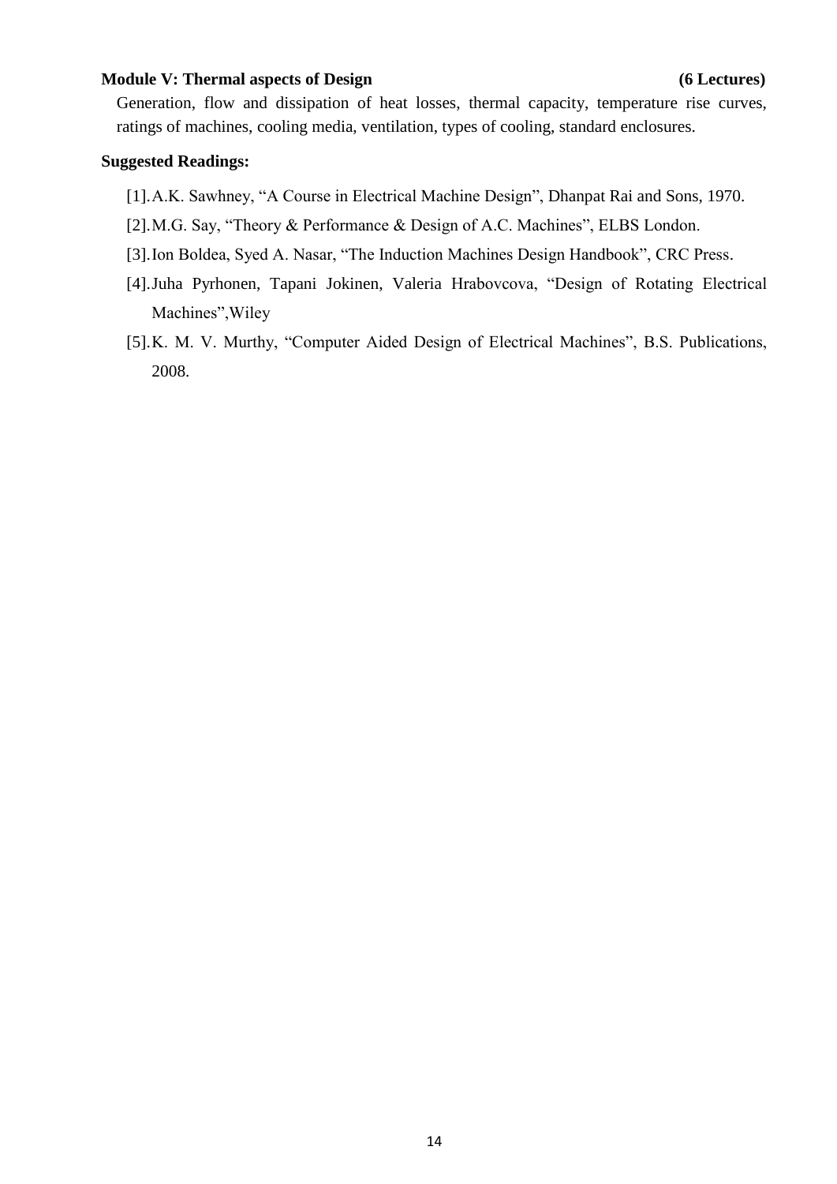**Module V: Thermal aspects of Design** **(6 Lectures)**

Generation, flow and dissipation of heat losses, thermal capacity, temperature rise curves, ratings of machines, cooling media, ventilation, types of cooling, standard enclosures.

**Suggested Readings:**

[1]. A.K. Sawhney, "A Course in Electrical Machine Design", Dhanpat Rai and Sons, 1970.

[2]. M.G. Say, "Theory & Performance & Design of A.C. Machines", ELBS London.

[3]. Ion Boldea, Syed A. Nasar, "The Induction Machines Design Handbook", CRC Press.

[4]. Juha Pyrhonen, Tapani Jokinen, Valeria Hrabovcova, "Design of Rotating Electrical Machines",Wiley

[5]. K. M. V. Murthy, "Computer Aided Design of Electrical Machines", B.S. Publications, 2008.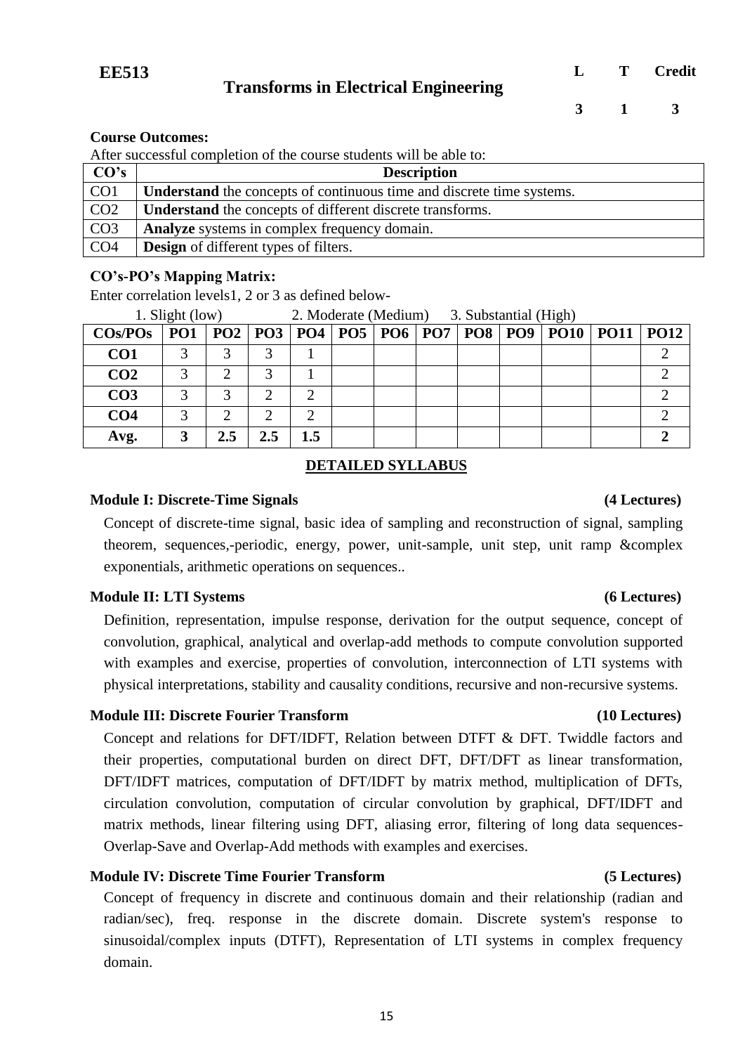| EE513 | Transforms in Electrical Engineering | L | T | Credit |
|---|---|---|---|---|
| | | 3 | 1 | 3 |

**Course Outcomes:**

After successful completion of the course students will be able to:

| CO's | Description |
|---|---|
| CO1 | **Understand** the concepts of continuous time and discrete time systems. |
| CO2 | **Understand** the concepts of different discrete transforms. |
| CO3 | **Analyze** systems in complex frequency domain. |
| CO4 | **Design** of different types of filters. |

**CO's-PO's Mapping Matrix:**

Enter correlation levels1, 2 or 3 as defined below-

1. Slight (low) 2. Moderate (Medium) 3. Substantial (High)

| COs/POs | PO1 | PO2 | PO3 | PO4 | PO5 | PO6 | PO7 | PO8 | PO9 | PO10 | PO11 | PO12 |
|---|---|---|---|---|---|---|---|---|---|---|---|---|
| **CO1** | 3 | 3 | 3 | 1 | | | | | | | | 2 |
| **CO2** | 3 | 2 | 3 | 1 | | | | | | | | 2 |
| **CO3** | 3 | 3 | 2 | 2 | | | | | | | | 2 |
| **CO4** | 3 | 2 | 2 | 2 | | | | | | | | 2 |
| **Avg.** | **3** | **2.5** | **2.5** | **1.5** | | | | | | | | **2** |

## DETAILED SYLLABUS

### Module I: Discrete-Time Signals (4 Lectures)

Concept of discrete-time signal, basic idea of sampling and reconstruction of signal, sampling theorem, sequences,-periodic, energy, power, unit-sample, unit step, unit ramp &complex exponentials, arithmetic operations on sequences..

### Module II: LTI Systems (6 Lectures)

Definition, representation, impulse response, derivation for the output sequence, concept of convolution, graphical, analytical and overlap-add methods to compute convolution supported with examples and exercise, properties of convolution, interconnection of LTI systems with physical interpretations, stability and causality conditions, recursive and non-recursive systems.

### Module III: Discrete Fourier Transform (10 Lectures)

Concept and relations for DFT/IDFT, Relation between DTFT & DFT. Twiddle factors and their properties, computational burden on direct DFT, DFT/DFT as linear transformation, DFT/IDFT matrices, computation of DFT/IDFT by matrix method, multiplication of DFTs, circulation convolution, computation of circular convolution by graphical, DFT/IDFT and matrix methods, linear filtering using DFT, aliasing error, filtering of long data sequences-Overlap-Save and Overlap-Add methods with examples and exercises.

### Module IV: Discrete Time Fourier Transform (5 Lectures)

Concept of frequency in discrete and continuous domain and their relationship (radian and radian/sec), freq. response in the discrete domain. Discrete system's response to sinusoidal/complex inputs (DTFT), Representation of LTI systems in complex frequency domain.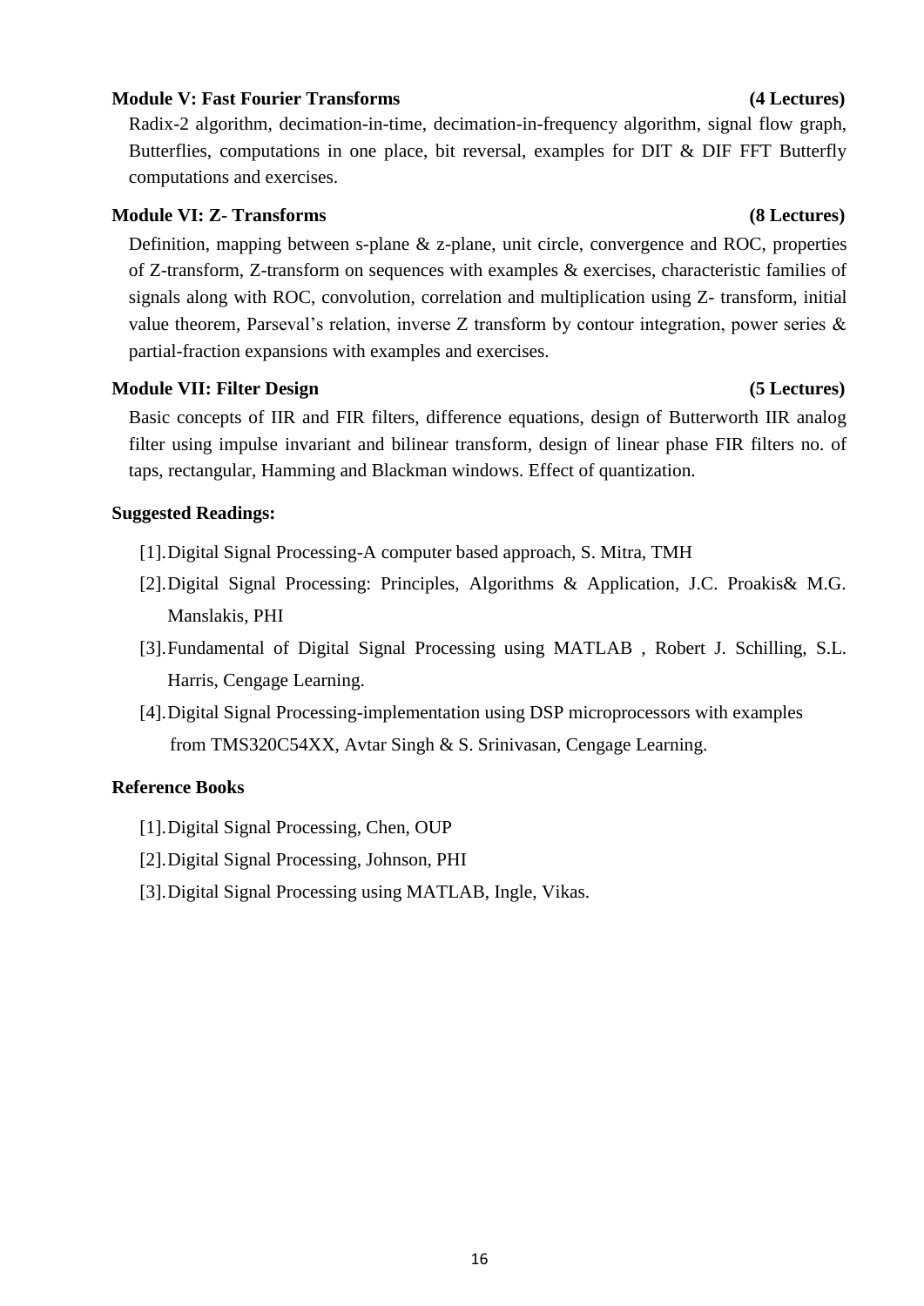**Module V: Fast Fourier Transforms** **(4 Lectures)**

Radix-2 algorithm, decimation-in-time, decimation-in-frequency algorithm, signal flow graph, Butterflies, computations in one place, bit reversal, examples for DIT & DIF FFT Butterfly computations and exercises.

**Module VI: Z- Transforms** **(8 Lectures)**

Definition, mapping between s-plane & z-plane, unit circle, convergence and ROC, properties of Z-transform, Z-transform on sequences with examples & exercises, characteristic families of signals along with ROC, convolution, correlation and multiplication using Z- transform, initial value theorem, Parseval's relation, inverse Z transform by contour integration, power series & partial-fraction expansions with examples and exercises.

**Module VII: Filter Design** **(5 Lectures)**

Basic concepts of IIR and FIR filters, difference equations, design of Butterworth IIR analog filter using impulse invariant and bilinear transform, design of linear phase FIR filters no. of taps, rectangular, Hamming and Blackman windows. Effect of quantization.

**Suggested Readings:**

[1]. Digital Signal Processing-A computer based approach, S. Mitra, TMH

[2]. Digital Signal Processing: Principles, Algorithms & Application, J.C. Proakis& M.G. Manslakis, PHI

[3]. Fundamental of Digital Signal Processing using MATLAB , Robert J. Schilling, S.L. Harris, Cengage Learning.

[4]. Digital Signal Processing-implementation using DSP microprocessors with examples from TMS320C54XX, Avtar Singh & S. Srinivasan, Cengage Learning.

**Reference Books**

[1]. Digital Signal Processing, Chen, OUP

[2]. Digital Signal Processing, Johnson, PHI

[3]. Digital Signal Processing using MATLAB, Ingle, Vikas.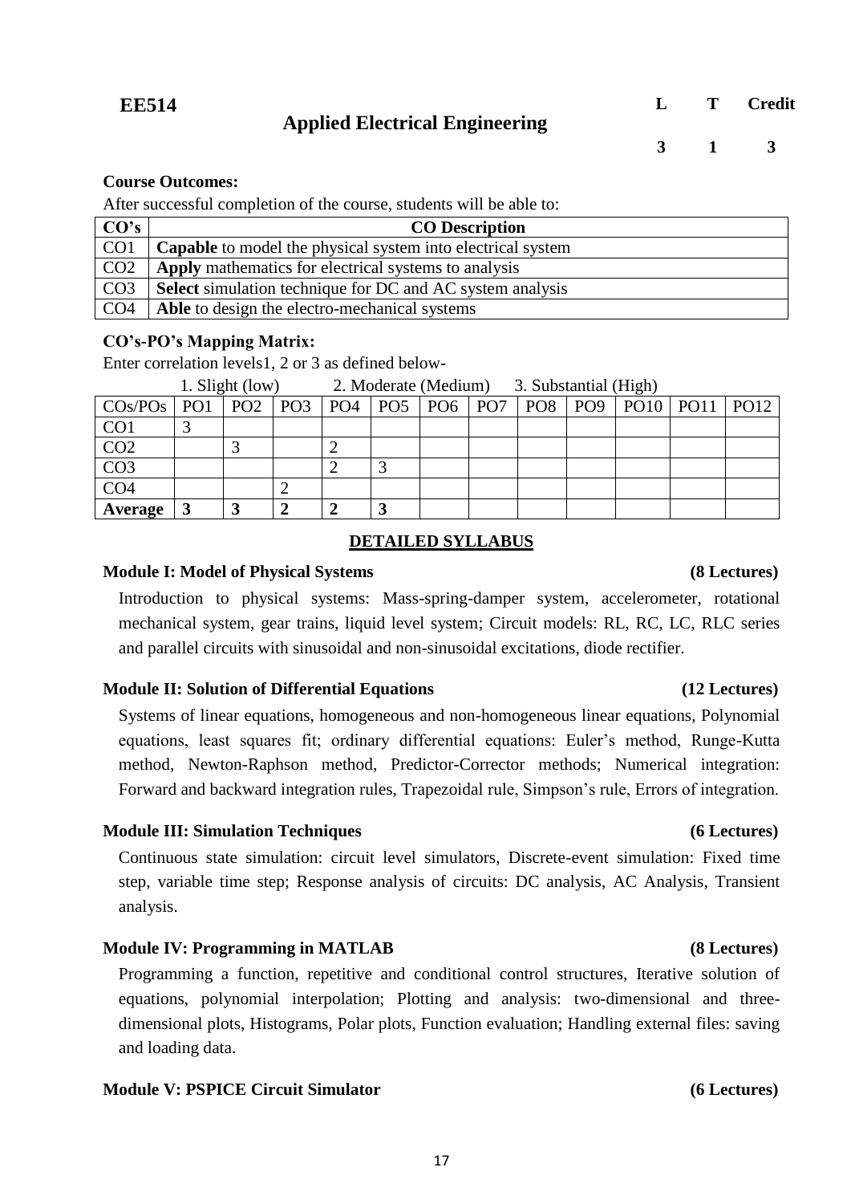**EE514** **Applied Electrical Engineering**

| L | T | Credit |
|---|---|---|
| 3 | 1 | 3 |

**Course Outcomes:**

After successful completion of the course, students will be able to:

| CO's | CO Description |
|---|---|
| CO1 | **Capable** to model the physical system into electrical system |
| CO2 | **Apply** mathematics for electrical systems to analysis |
| CO3 | **Select** simulation technique for DC and AC system analysis |
| CO4 | **Able** to design the electro-mechanical systems |

**CO's-PO's Mapping Matrix:**

Enter correlation levels1, 2 or 3 as defined below-

1. Slight (low) 2. Moderate (Medium) 3. Substantial (High)

| COs/POs | PO1 | PO2 | PO3 | PO4 | PO5 | PO6 | PO7 | PO8 | PO9 | PO10 | PO11 | PO12 |
|---|---|---|---|---|---|---|---|---|---|---|---|---|
| CO1 | 3 | | | | | | | | | | | |
| CO2 | | 3 | | 2 | | | | | | | | |
| CO3 | | | | 2 | 3 | | | | | | | |
| CO4 | | | 2 | | | | | | | | | |
| **Average** | **3** | **3** | **2** | **2** | **3** | | | | | | | |

## DETAILED SYLLABUS

**Module I: Model of Physical Systems** **(8 Lectures)**

Introduction to physical systems: Mass-spring-damper system, accelerometer, rotational mechanical system, gear trains, liquid level system; Circuit models: RL, RC, LC, RLC series and parallel circuits with sinusoidal and non-sinusoidal excitations, diode rectifier.

**Module II: Solution of Differential Equations** **(12 Lectures)**

Systems of linear equations, homogeneous and non-homogeneous linear equations, Polynomial equations, least squares fit; ordinary differential equations: Euler's method, Runge-Kutta method, Newton-Raphson method, Predictor-Corrector methods; Numerical integration: Forward and backward integration rules, Trapezoidal rule, Simpson's rule, Errors of integration.

**Module III: Simulation Techniques** **(6 Lectures)**

Continuous state simulation: circuit level simulators, Discrete-event simulation: Fixed time step, variable time step; Response analysis of circuits: DC analysis, AC Analysis, Transient analysis.

**Module IV: Programming in MATLAB** **(8 Lectures)**

Programming a function, repetitive and conditional control structures, Iterative solution of equations, polynomial interpolation; Plotting and analysis: two-dimensional and three-dimensional plots, Histograms, Polar plots, Function evaluation; Handling external files: saving and loading data.

**Module V: PSPICE Circuit Simulator** **(6 Lectures)**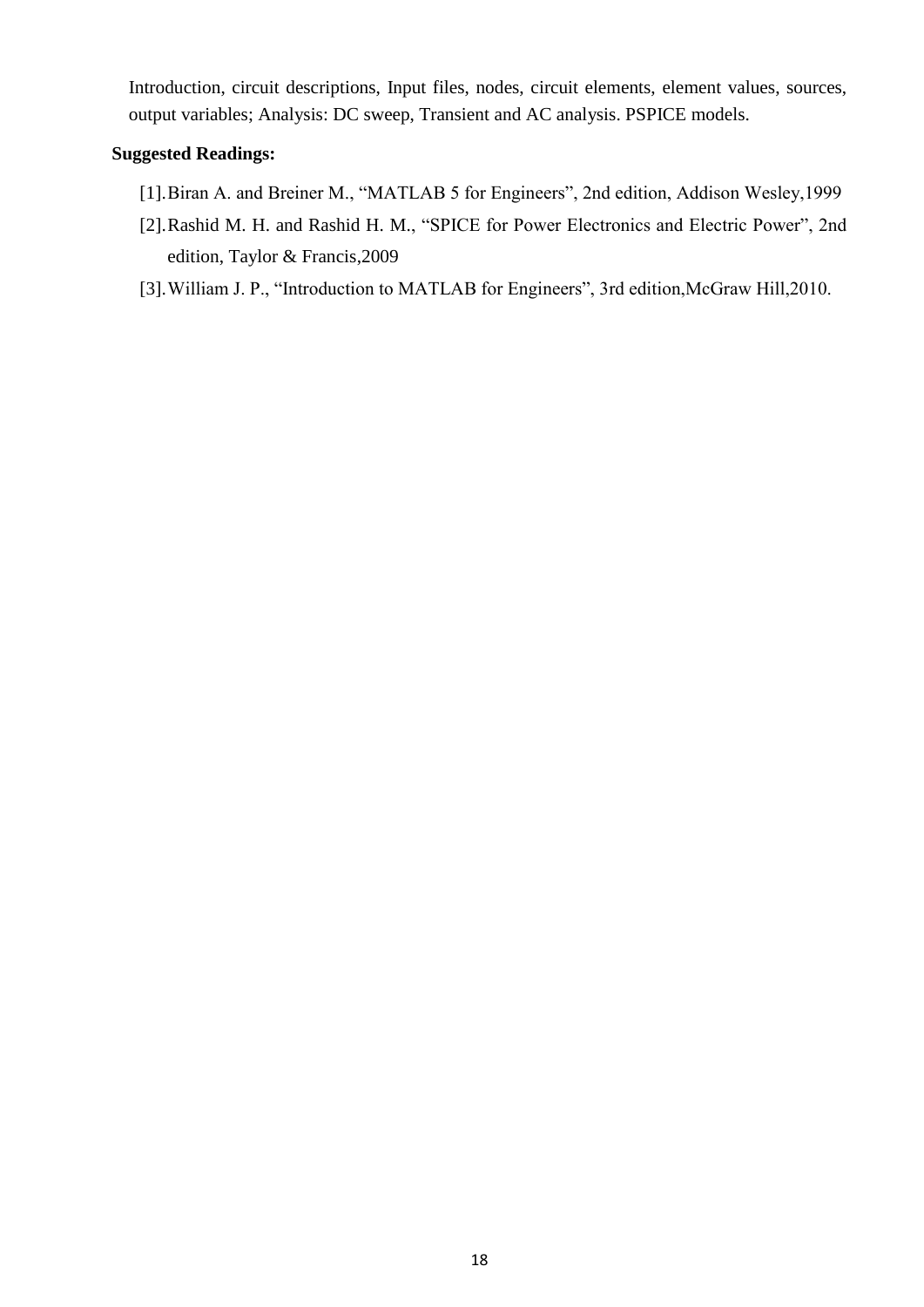Introduction, circuit descriptions, Input files, nodes, circuit elements, element values, sources, output variables; Analysis: DC sweep, Transient and AC analysis. PSPICE models.

**Suggested Readings:**

[1]. Biran A. and Breiner M., "MATLAB 5 for Engineers", 2nd edition, Addison Wesley,1999

[2]. Rashid M. H. and Rashid H. M., "SPICE for Power Electronics and Electric Power", 2nd edition, Taylor & Francis,2009

[3]. William J. P., "Introduction to MATLAB for Engineers", 3rd edition,McGraw Hill,2010.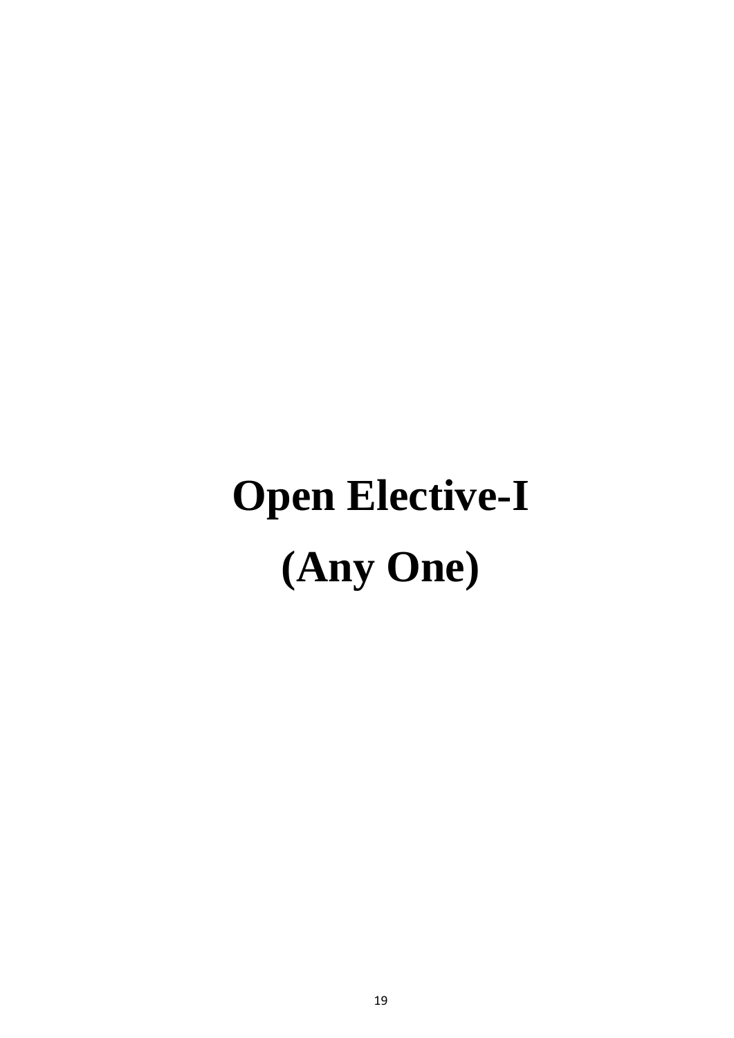# Open Elective-I

# (Any One)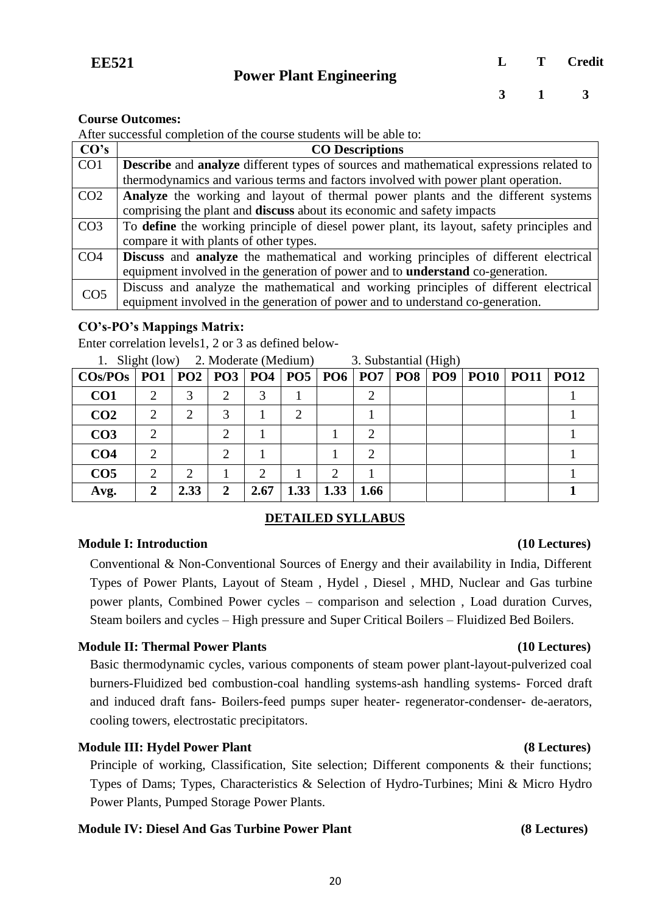**EE521** | **Power Plant Engineering**

| L | T | Credit |
|---|---|---|
| 3 | 1 | 3 |

**Course Outcomes:**

After successful completion of the course students will be able to:

| CO's | CO Descriptions |
|---|---|
| CO1 | **Describe** and **analyze** different types of sources and mathematical expressions related to thermodynamics and various terms and factors involved with power plant operation. |
| CO2 | **Analyze** the working and layout of thermal power plants and the different systems comprising the plant and **discuss** about its economic and safety impacts |
| CO3 | To **define** the working principle of diesel power plant, its layout, safety principles and compare it with plants of other types. |
| CO4 | **Discuss** and **analyze** the mathematical and working principles of different electrical equipment involved in the generation of power and to **understand** co-generation. |
| CO5 | Discuss and analyze the mathematical and working principles of different electrical equipment involved in the generation of power and to understand co-generation. |

**CO's-PO's Mappings Matrix:**

Enter correlation levels1, 2 or 3 as defined below-

1. Slight (low) 2. Moderate (Medium) 3. Substantial (High)

| COs/POs | PO1 | PO2 | PO3 | PO4 | PO5 | PO6 | PO7 | PO8 | PO9 | PO10 | PO11 | PO12 |
|---|---|---|---|---|---|---|---|---|---|---|---|---|
| **CO1** | 2 | 3 | 2 | 3 | 1 | | 2 | | | | | 1 |
| **CO2** | 2 | 2 | 3 | 1 | 2 | | 1 | | | | | 1 |
| **CO3** | 2 | | 2 | 1 | | 1 | 2 | | | | | 1 |
| **CO4** | 2 | | 2 | 1 | | 1 | 2 | | | | | 1 |
| **CO5** | 2 | 2 | 1 | 2 | 1 | 2 | 1 | | | | | 1 |
| **Avg.** | **2** | **2.33** | **2** | **2.67** | **1.33** | **1.33** | **1.66** | | | | | **1** |

## DETAILED SYLLABUS

### Module I: Introduction (10 Lectures)

Conventional & Non-Conventional Sources of Energy and their availability in India, Different Types of Power Plants, Layout of Steam , Hydel , Diesel , MHD, Nuclear and Gas turbine power plants, Combined Power cycles – comparison and selection , Load duration Curves, Steam boilers and cycles – High pressure and Super Critical Boilers – Fluidized Bed Boilers.

### Module II: Thermal Power Plants (10 Lectures)

Basic thermodynamic cycles, various components of steam power plant-layout-pulverized coal burners-Fluidized bed combustion-coal handling systems-ash handling systems- Forced draft and induced draft fans- Boilers-feed pumps super heater- regenerator-condenser- de-aerators, cooling towers, electrostatic precipitators.

### Module III: Hydel Power Plant (8 Lectures)

Principle of working, Classification, Site selection; Different components & their functions; Types of Dams; Types, Characteristics & Selection of Hydro-Turbines; Mini & Micro Hydro Power Plants, Pumped Storage Power Plants.

### Module IV: Diesel And Gas Turbine Power Plant (8 Lectures)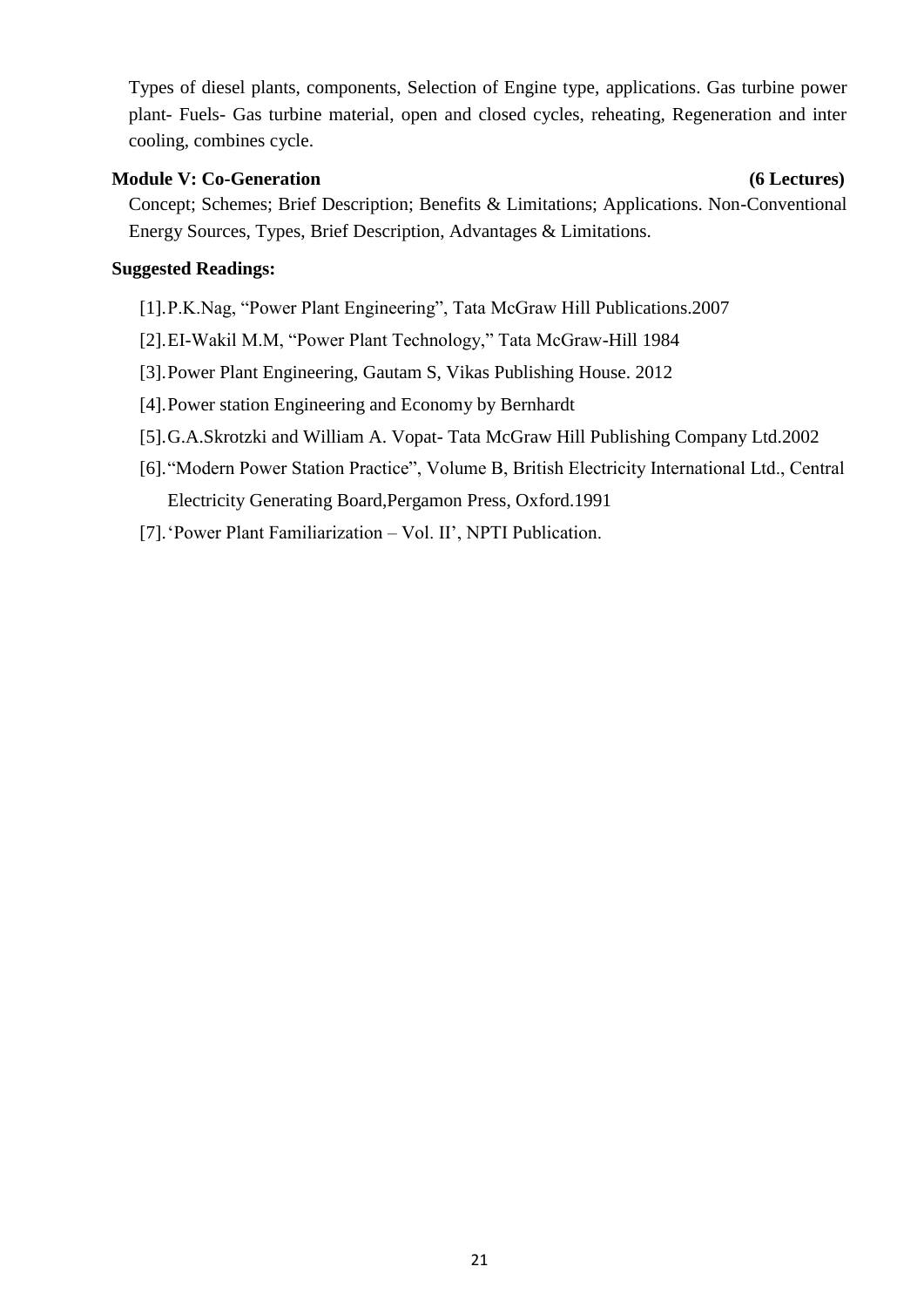Types of diesel plants, components, Selection of Engine type, applications. Gas turbine power plant- Fuels- Gas turbine material, open and closed cycles, reheating, Regeneration and inter cooling, combines cycle.

**Module V: Co-Generation (6 Lectures)**

Concept; Schemes; Brief Description; Benefits & Limitations; Applications. Non-Conventional Energy Sources, Types, Brief Description, Advantages & Limitations.

**Suggested Readings:**

[1]. P.K.Nag, "Power Plant Engineering", Tata McGraw Hill Publications.2007

[2]. EI-Wakil M.M, "Power Plant Technology," Tata McGraw-Hill 1984

[3]. Power Plant Engineering, Gautam S, Vikas Publishing House. 2012

[4]. Power station Engineering and Economy by Bernhardt

[5]. G.A.Skrotzki and William A. Vopat- Tata McGraw Hill Publishing Company Ltd.2002

[6]. "Modern Power Station Practice", Volume B, British Electricity International Ltd., Central Electricity Generating Board,Pergamon Press, Oxford.1991

[7]. 'Power Plant Familiarization – Vol. II', NPTI Publication.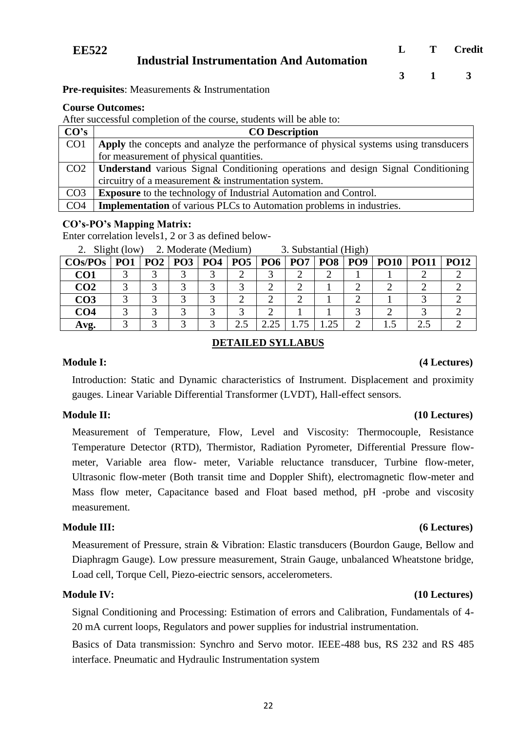**EE522** **Industrial Instrumentation And Automation**

| L | T | Credit |
|---|---|---|
| 3 | 1 | 3 |

**Pre-requisites**: Measurements & Instrumentation

**Course Outcomes:**

After successful completion of the course, students will be able to:

| CO's | CO Description |
|---|---|
| CO1 | **Apply** the concepts and analyze the performance of physical systems using transducers for measurement of physical quantities. |
| CO2 | **Understand** various Signal Conditioning operations and design Signal Conditioning circuitry of a measurement & instrumentation system. |
| CO3 | **Exposure** to the technology of Industrial Automation and Control. |
| CO4 | **Implementation** of various PLCs to Automation problems in industries. |

**CO's-PO's Mapping Matrix:**

Enter correlation levels1, 2 or 3 as defined below-

2. Slight (low) 2. Moderate (Medium) 3. Substantial (High)

| COs/POs | PO1 | PO2 | PO3 | PO4 | PO5 | PO6 | PO7 | PO8 | PO9 | PO10 | PO11 | PO12 |
|---|---|---|---|---|---|---|---|---|---|---|---|---|
| **CO1** | 3 | 3 | 3 | 3 | 2 | 3 | 2 | 2 | 1 | 1 | 2 | 2 |
| **CO2** | 3 | 3 | 3 | 3 | 3 | 2 | 2 | 1 | 2 | 2 | 2 | 2 |
| **CO3** | 3 | 3 | 3 | 3 | 2 | 2 | 2 | 1 | 2 | 1 | 3 | 2 |
| **CO4** | 3 | 3 | 3 | 3 | 3 | 2 | 1 | 1 | 3 | 2 | 3 | 2 |
| **Avg.** | 3 | 3 | 3 | 3 | 2.5 | 2.25 | 1.75 | 1.25 | 2 | 1.5 | 2.5 | 2 |

## DETAILED SYLLABUS

**Module I:** **(4 Lectures)**

Introduction: Static and Dynamic characteristics of Instrument. Displacement and proximity gauges. Linear Variable Differential Transformer (LVDT), Hall-effect sensors.

**Module II:** **(10 Lectures)**

Measurement of Temperature, Flow, Level and Viscosity: Thermocouple, Resistance Temperature Detector (RTD), Thermistor, Radiation Pyrometer, Differential Pressure flow-meter, Variable area flow- meter, Variable reluctance transducer, Turbine flow-meter, Ultrasonic flow-meter (Both transit time and Doppler Shift), electromagnetic flow-meter and Mass flow meter, Capacitance based and Float based method, pH -probe and viscosity measurement.

**Module III:** **(6 Lectures)**

Measurement of Pressure, strain & Vibration: Elastic transducers (Bourdon Gauge, Bellow and Diaphragm Gauge). Low pressure measurement, Strain Gauge, unbalanced Wheatstone bridge, Load cell, Torque Cell, Piezo-eiectric sensors, accelerometers.

**Module IV:** **(10 Lectures)**

Signal Conditioning and Processing: Estimation of errors and Calibration, Fundamentals of 4-20 mA current loops, Regulators and power supplies for industrial instrumentation.

Basics of Data transmission: Synchro and Servo motor. IEEE-488 bus, RS 232 and RS 485 interface. Pneumatic and Hydraulic Instrumentation system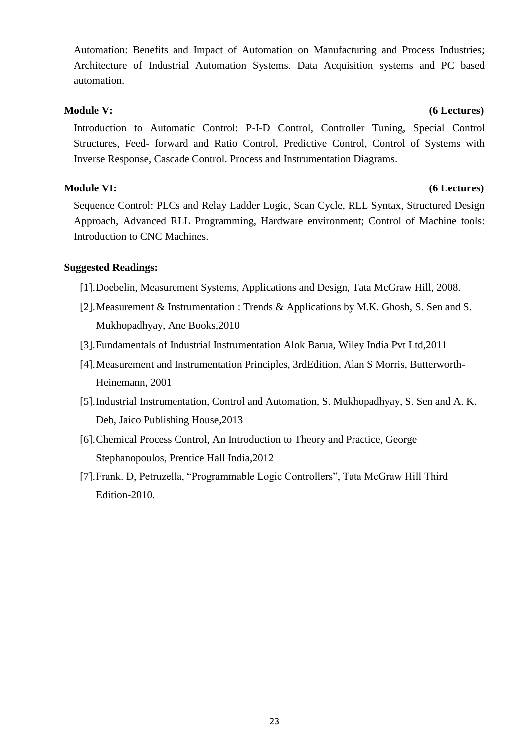Automation: Benefits and Impact of Automation on Manufacturing and Process Industries; Architecture of Industrial Automation Systems. Data Acquisition systems and PC based automation.

**Module V: (6 Lectures)**

Introduction to Automatic Control: P-I-D Control, Controller Tuning, Special Control Structures, Feed- forward and Ratio Control, Predictive Control, Control of Systems with Inverse Response, Cascade Control. Process and Instrumentation Diagrams.

**Module VI: (6 Lectures)**

Sequence Control: PLCs and Relay Ladder Logic, Scan Cycle, RLL Syntax, Structured Design Approach, Advanced RLL Programming, Hardware environment; Control of Machine tools: Introduction to CNC Machines.

**Suggested Readings:**

[1]. Doebelin, Measurement Systems, Applications and Design, Tata McGraw Hill, 2008.

[2]. Measurement & Instrumentation : Trends & Applications by M.K. Ghosh, S. Sen and S. Mukhopadhyay, Ane Books,2010

[3]. Fundamentals of Industrial Instrumentation Alok Barua, Wiley India Pvt Ltd,2011

[4]. Measurement and Instrumentation Principles, 3rdEdition, Alan S Morris, Butterworth-Heinemann, 2001

[5]. Industrial Instrumentation, Control and Automation, S. Mukhopadhyay, S. Sen and A. K. Deb, Jaico Publishing House,2013

[6]. Chemical Process Control, An Introduction to Theory and Practice, George Stephanopoulos, Prentice Hall India,2012

[7]. Frank. D, Petruzella, "Programmable Logic Controllers", Tata McGraw Hill Third Edition-2010.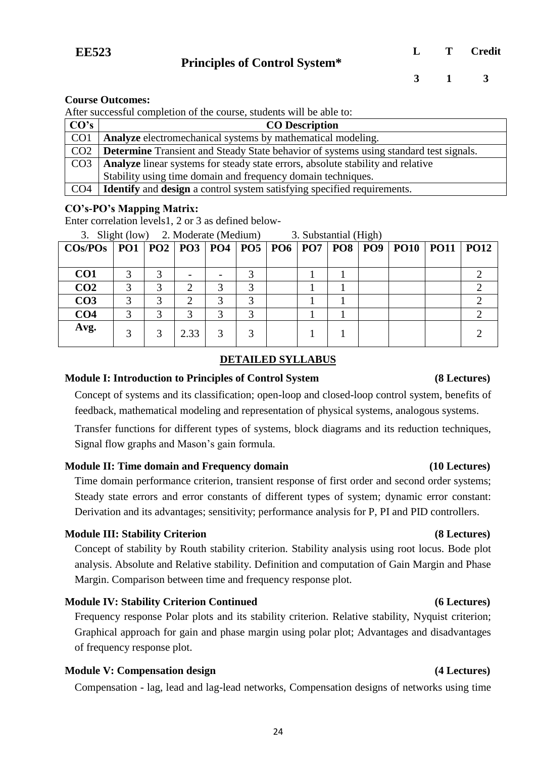**EE523** | **Principles of Control System*** | **L** 3 | **T** 1 | **Credit** 3

| EE523 | Principles of Control System* | L | T | Credit |
|---|---|---|---|---|
| | | 3 | 1 | 3 |

**Course Outcomes:**

After successful completion of the course, students will be able to:

| CO's | CO Description |
|---|---|
| CO1 | **Analyze** electromechanical systems by mathematical modeling. |
| CO2 | **Determine** Transient and Steady State behavior of systems using standard test signals. |
| CO3 | **Analyze** linear systems for steady state errors, absolute stability and relative Stability using time domain and frequency domain techniques. |
| CO4 | **Identify** and **design** a control system satisfying specified requirements. |

**CO's-PO's Mapping Matrix:**

Enter correlation levels1, 2 or 3 as defined below-

3. Slight (low) 2. Moderate (Medium) 3. Substantial (High)

| COs/POs | PO1 | PO2 | PO3 | PO4 | PO5 | PO6 | PO7 | PO8 | PO9 | PO10 | PO11 | PO12 |
|---|---|---|---|---|---|---|---|---|---|---|---|---|
| **CO1** | 3 | 3 | - | - | 3 | | 1 | 1 | | | | 2 |
| **CO2** | 3 | 3 | 2 | 3 | 3 | | 1 | 1 | | | | 2 |
| **CO3** | 3 | 3 | 2 | 3 | 3 | | 1 | 1 | | | | 2 |
| **CO4** | 3 | 3 | 3 | 3 | 3 | | 1 | 1 | | | | 2 |
| **Avg.** | 3 | 3 | 2.33 | 3 | 3 | | 1 | 1 | | | | 2 |

## DETAILED SYLLABUS

**Module I: Introduction to Principles of Control System (8 Lectures)**

Concept of systems and its classification; open-loop and closed-loop control system, benefits of feedback, mathematical modeling and representation of physical systems, analogous systems.

Transfer functions for different types of systems, block diagrams and its reduction techniques, Signal flow graphs and Mason's gain formula.

**Module II: Time domain and Frequency domain (10 Lectures)**

Time domain performance criterion, transient response of first order and second order systems; Steady state errors and error constants of different types of system; dynamic error constant: Derivation and its advantages; sensitivity; performance analysis for P, PI and PID controllers.

**Module III: Stability Criterion (8 Lectures)**

Concept of stability by Routh stability criterion. Stability analysis using root locus. Bode plot analysis. Absolute and Relative stability. Definition and computation of Gain Margin and Phase Margin. Comparison between time and frequency response plot.

**Module IV: Stability Criterion Continued (6 Lectures)**

Frequency response Polar plots and its stability criterion. Relative stability, Nyquist criterion; Graphical approach for gain and phase margin using polar plot; Advantages and disadvantages of frequency response plot.

**Module V: Compensation design (4 Lectures)**

Compensation - lag, lead and lag-lead networks, Compensation designs of networks using time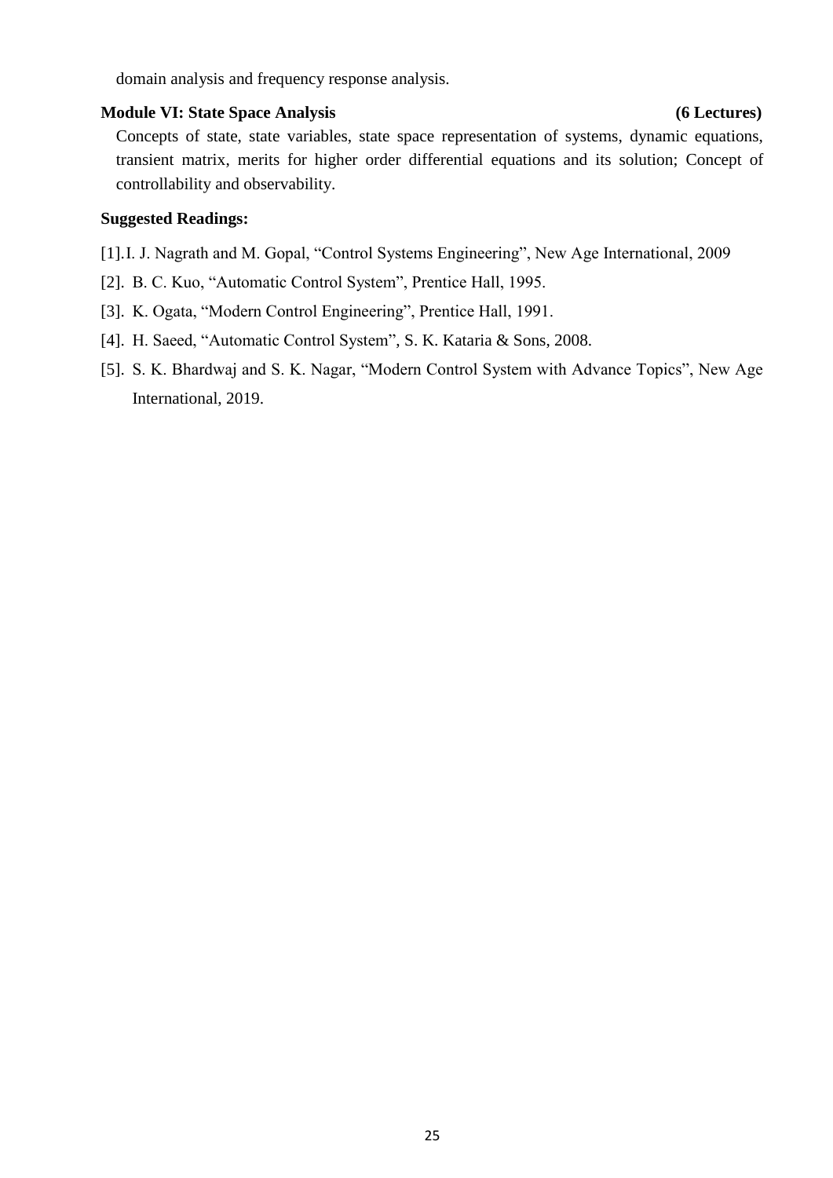domain analysis and frequency response analysis.

**Module VI: State Space Analysis (6 Lectures)**

Concepts of state, state variables, state space representation of systems, dynamic equations, transient matrix, merits for higher order differential equations and its solution; Concept of controllability and observability.

**Suggested Readings:**

[1].I. J. Nagrath and M. Gopal, "Control Systems Engineering", New Age International, 2009

[2]. B. C. Kuo, "Automatic Control System", Prentice Hall, 1995.

[3]. K. Ogata, "Modern Control Engineering", Prentice Hall, 1991.

[4]. H. Saeed, "Automatic Control System", S. K. Kataria & Sons, 2008.

[5]. S. K. Bhardwaj and S. K. Nagar, "Modern Control System with Advance Topics", New Age International, 2019.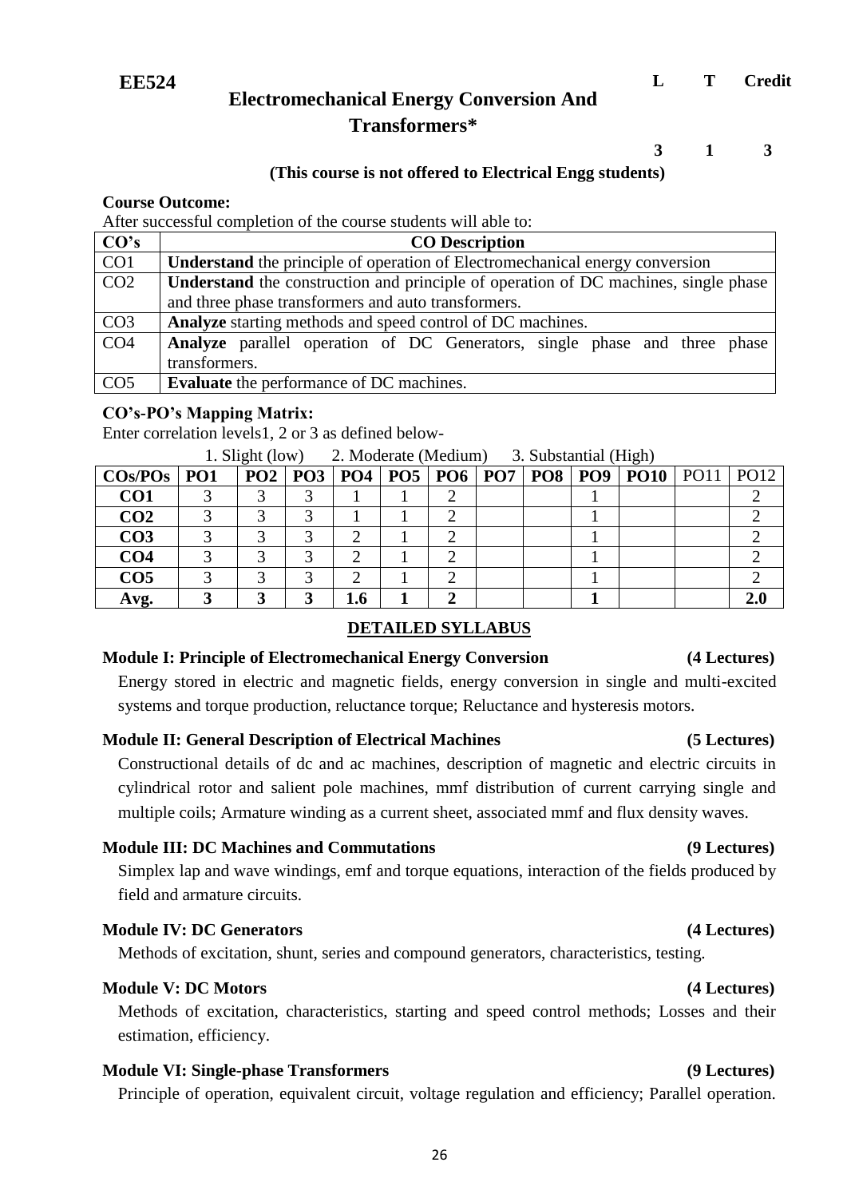**EE524** — **Electromechanical Energy Conversion And Transformers***

| L | T | Credit |
|---|---|---|
| 3 | 1 | 3 |

**(This course is not offered to Electrical Engg students)**

**Course Outcome:**

After successful completion of the course students will able to:

| CO's | CO Description |
|---|---|
| CO1 | **Understand** the principle of operation of Electromechanical energy conversion |
| CO2 | **Understand** the construction and principle of operation of DC machines, single phase and three phase transformers and auto transformers. |
| CO3 | **Analyze** starting methods and speed control of DC machines. |
| CO4 | **Analyze** parallel operation of DC Generators, single phase and three phase transformers. |
| CO5 | **Evaluate** the performance of DC machines. |

**CO's-PO's Mapping Matrix:**

Enter correlation levels1, 2 or 3 as defined below-

1. Slight (low) 2. Moderate (Medium) 3. Substantial (High)

| COs/POs | PO1 | PO2 | PO3 | PO4 | PO5 | PO6 | PO7 | PO8 | PO9 | PO10 | PO11 | PO12 |
|---|---|---|---|---|---|---|---|---|---|---|---|---|
| **CO1** | 3 | 3 | 3 | 1 | 1 | 2 | | | 1 | | | 2 |
| **CO2** | 3 | 3 | 3 | 1 | 1 | 2 | | | 1 | | | 2 |
| **CO3** | 3 | 3 | 3 | 2 | 1 | 2 | | | 1 | | | 2 |
| **CO4** | 3 | 3 | 3 | 2 | 1 | 2 | | | 1 | | | 2 |
| **CO5** | 3 | 3 | 3 | 2 | 1 | 2 | | | 1 | | | 2 |
| **Avg.** | **3** | **3** | **3** | **1.6** | **1** | **2** | | | **1** | | | **2.0** |

## DETAILED SYLLABUS

**Module I: Principle of Electromechanical Energy Conversion (4 Lectures)**

Energy stored in electric and magnetic fields, energy conversion in single and multi-excited systems and torque production, reluctance torque; Reluctance and hysteresis motors.

**Module II: General Description of Electrical Machines (5 Lectures)**

Constructional details of dc and ac machines, description of magnetic and electric circuits in cylindrical rotor and salient pole machines, mmf distribution of current carrying single and multiple coils; Armature winding as a current sheet, associated mmf and flux density waves.

**Module III: DC Machines and Commutations (9 Lectures)**

Simplex lap and wave windings, emf and torque equations, interaction of the fields produced by field and armature circuits.

**Module IV: DC Generators (4 Lectures)**

Methods of excitation, shunt, series and compound generators, characteristics, testing.

**Module V: DC Motors (4 Lectures)**

Methods of excitation, characteristics, starting and speed control methods; Losses and their estimation, efficiency.

**Module VI: Single-phase Transformers (9 Lectures)**

Principle of operation, equivalent circuit, voltage regulation and efficiency; Parallel operation.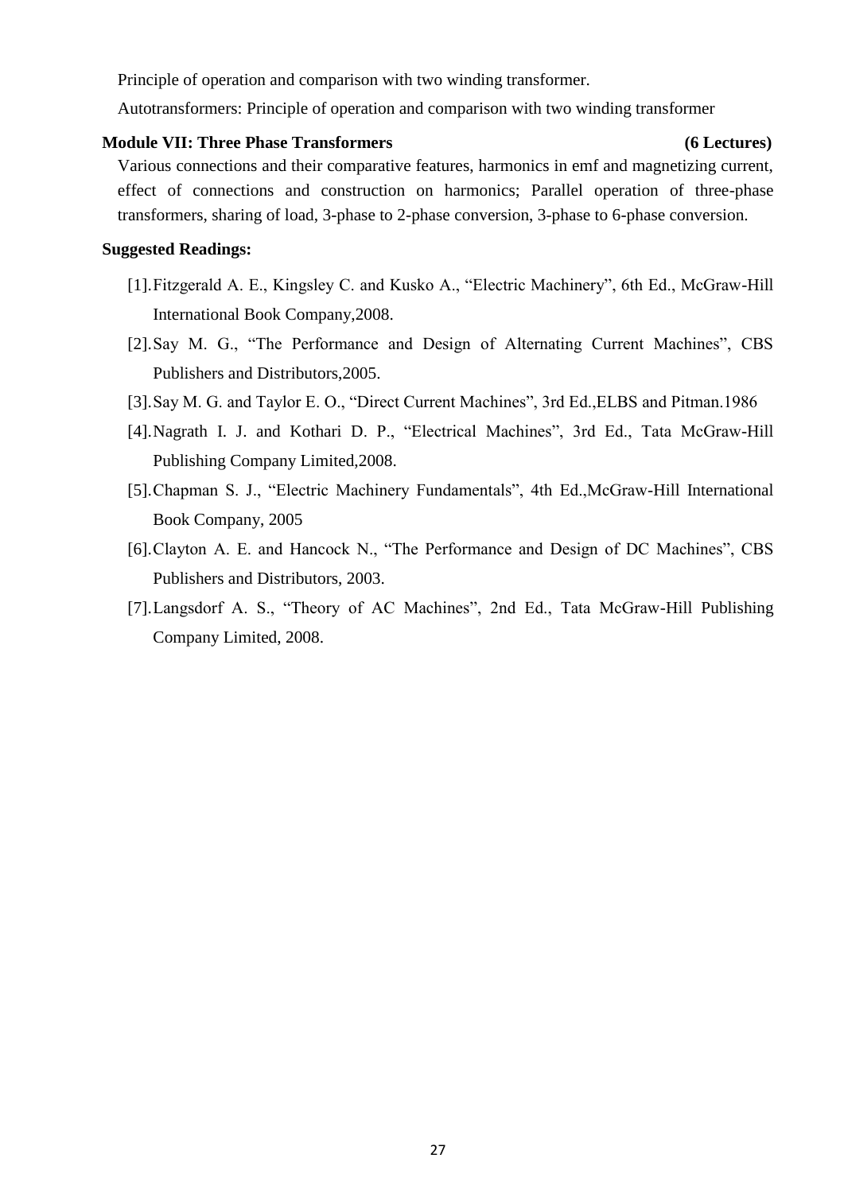Principle of operation and comparison with two winding transformer.

Autotransformers: Principle of operation and comparison with two winding transformer

**Module VII: Three Phase Transformers (6 Lectures)**

Various connections and their comparative features, harmonics in emf and magnetizing current, effect of connections and construction on harmonics; Parallel operation of three-phase transformers, sharing of load, 3-phase to 2-phase conversion, 3-phase to 6-phase conversion.

**Suggested Readings:**

[1]. Fitzgerald A. E., Kingsley C. and Kusko A., "Electric Machinery", 6th Ed., McGraw-Hill International Book Company,2008.

[2]. Say M. G., "The Performance and Design of Alternating Current Machines", CBS Publishers and Distributors,2005.

[3]. Say M. G. and Taylor E. O., "Direct Current Machines", 3rd Ed.,ELBS and Pitman.1986

[4]. Nagrath I. J. and Kothari D. P., "Electrical Machines", 3rd Ed., Tata McGraw-Hill Publishing Company Limited,2008.

[5]. Chapman S. J., "Electric Machinery Fundamentals", 4th Ed.,McGraw-Hill International Book Company, 2005

[6]. Clayton A. E. and Hancock N., "The Performance and Design of DC Machines", CBS Publishers and Distributors, 2003.

[7]. Langsdorf A. S., "Theory of AC Machines", 2nd Ed., Tata McGraw-Hill Publishing Company Limited, 2008.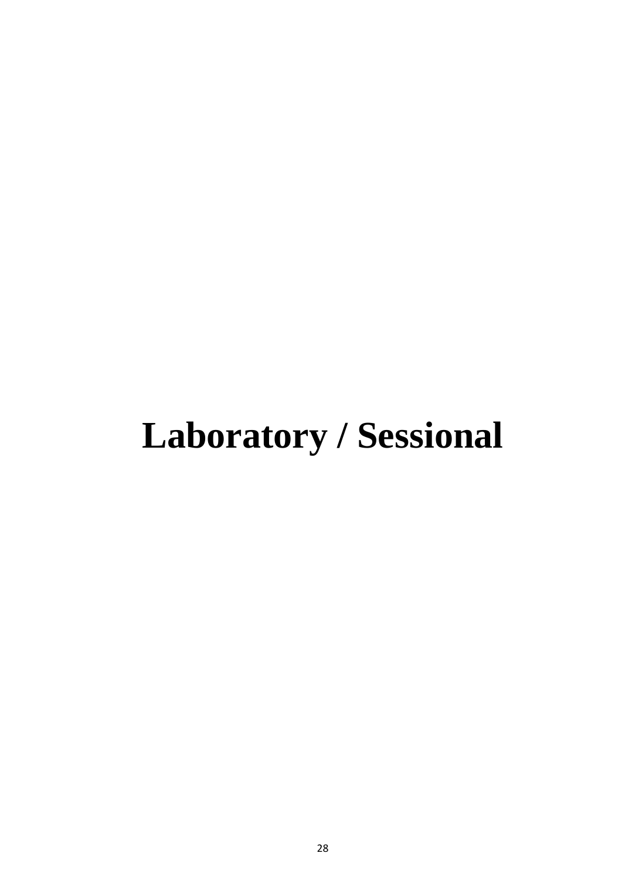# Laboratory / Sessional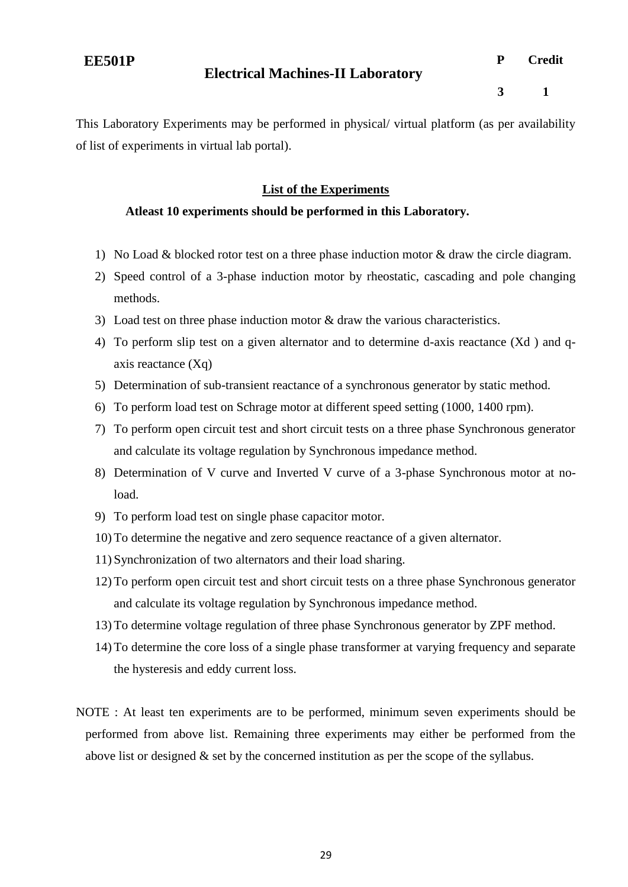**EE501P** | **Electrical Machines-II Laboratory** | **P** 3 | **Credit** 1

This Laboratory Experiments may be performed in physical/ virtual platform (as per availability of list of experiments in virtual lab portal).

## List of the Experiments

**Atleast 10 experiments should be performed in this Laboratory.**

1) No Load & blocked rotor test on a three phase induction motor & draw the circle diagram.
2) Speed control of a 3-phase induction motor by rheostatic, cascading and pole changing methods.
3) Load test on three phase induction motor & draw the various characteristics.
4) To perform slip test on a given alternator and to determine d-axis reactance (Xd ) and q-axis reactance (Xq)
5) Determination of sub-transient reactance of a synchronous generator by static method.
6) To perform load test on Schrage motor at different speed setting (1000, 1400 rpm).
7) To perform open circuit test and short circuit tests on a three phase Synchronous generator and calculate its voltage regulation by Synchronous impedance method.
8) Determination of V curve and Inverted V curve of a 3-phase Synchronous motor at no-load.
9) To perform load test on single phase capacitor motor.
10) To determine the negative and zero sequence reactance of a given alternator.
11) Synchronization of two alternators and their load sharing.
12) To perform open circuit test and short circuit tests on a three phase Synchronous generator and calculate its voltage regulation by Synchronous impedance method.
13) To determine voltage regulation of three phase Synchronous generator by ZPF method.
14) To determine the core loss of a single phase transformer at varying frequency and separate the hysteresis and eddy current loss.

NOTE : At least ten experiments are to be performed, minimum seven experiments should be performed from above list. Remaining three experiments may either be performed from the above list or designed & set by the concerned institution as per the scope of the syllabus.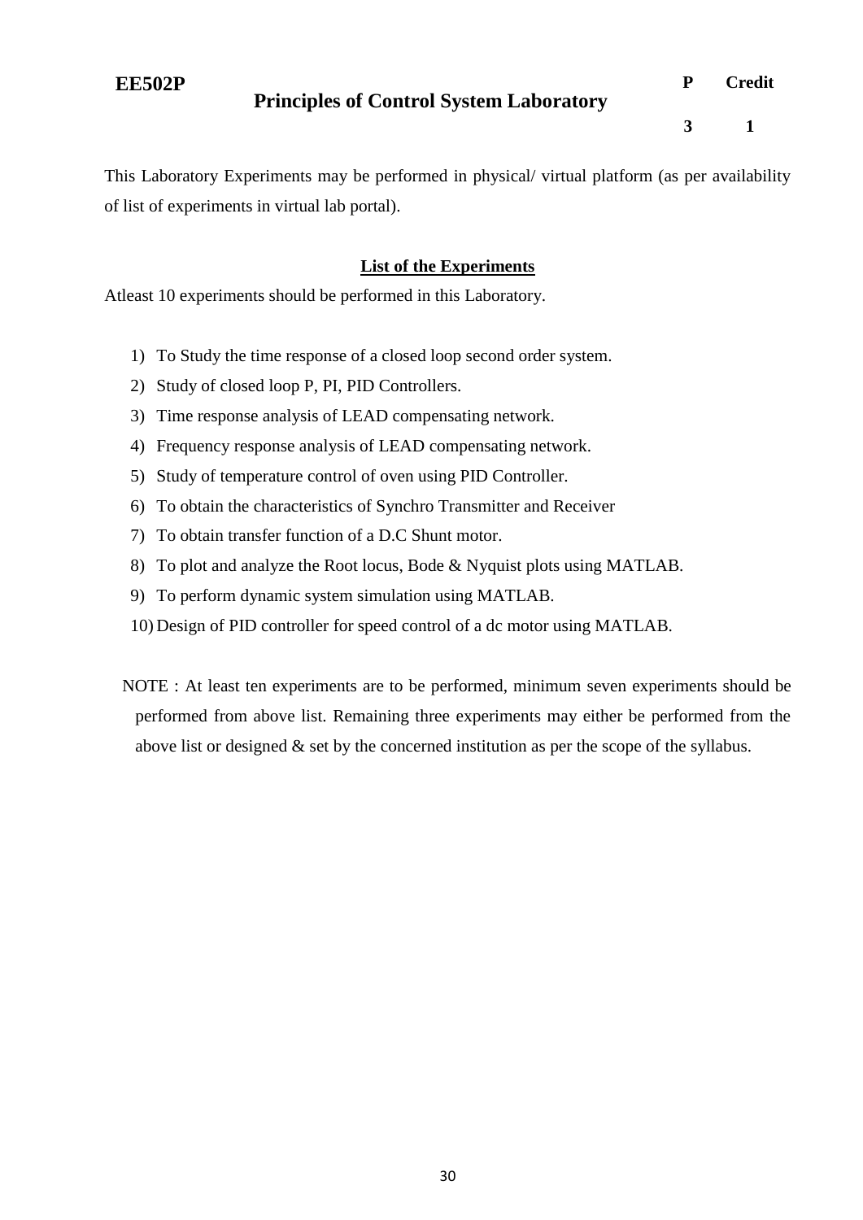**EE502P** **Principles of Control System Laboratory**

| P | Credit |
|---|---|
| 3 | 1 |

This Laboratory Experiments may be performed in physical/ virtual platform (as per availability of list of experiments in virtual lab portal).

**List of the Experiments**

Atleast 10 experiments should be performed in this Laboratory.

1) To Study the time response of a closed loop second order system.
2) Study of closed loop P, PI, PID Controllers.
3) Time response analysis of LEAD compensating network.
4) Frequency response analysis of LEAD compensating network.
5) Study of temperature control of oven using PID Controller.
6) To obtain the characteristics of Synchro Transmitter and Receiver
7) To obtain transfer function of a D.C Shunt motor.
8) To plot and analyze the Root locus, Bode & Nyquist plots using MATLAB.
9) To perform dynamic system simulation using MATLAB.
10) Design of PID controller for speed control of a dc motor using MATLAB.

NOTE : At least ten experiments are to be performed, minimum seven experiments should be performed from above list. Remaining three experiments may either be performed from the above list or designed & set by the concerned institution as per the scope of the syllabus.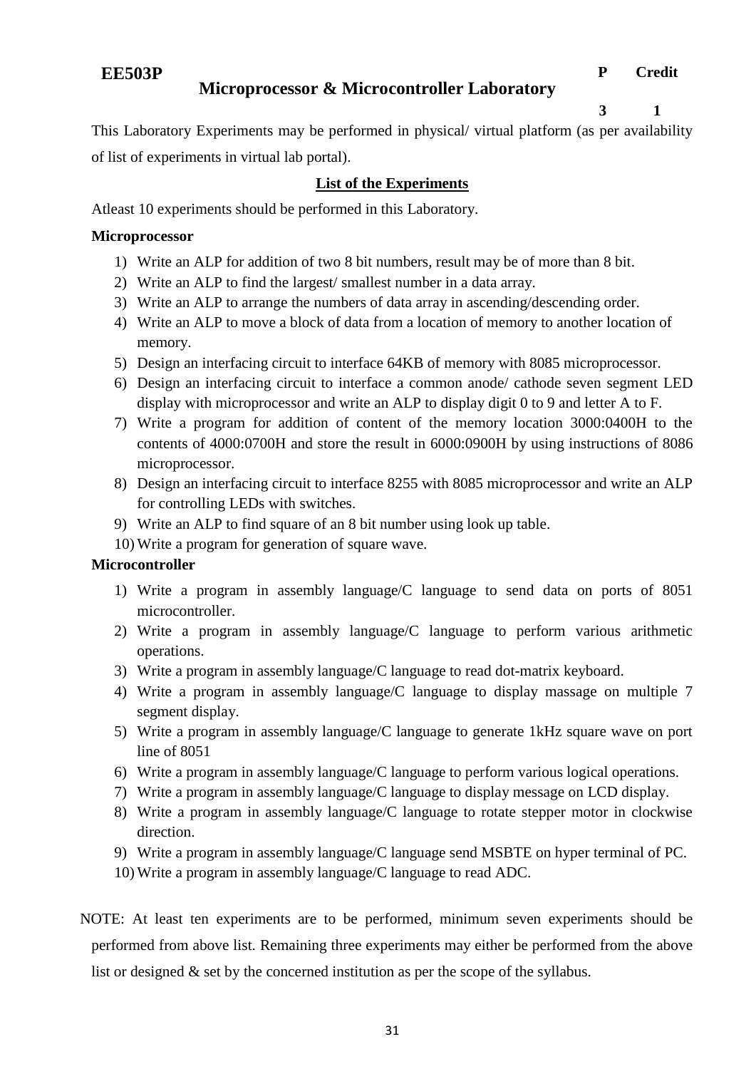**EE503P** **Microprocessor & Microcontroller Laboratory**

| P | Credit |
|---|---|
| 3 | 1 |

This Laboratory Experiments may be performed in physical/ virtual platform (as per availability of list of experiments in virtual lab portal).

**<u>List of the Experiments</u>**

Atleast 10 experiments should be performed in this Laboratory.

**Microprocessor**

1) Write an ALP for addition of two 8 bit numbers, result may be of more than 8 bit.
2) Write an ALP to find the largest/ smallest number in a data array.
3) Write an ALP to arrange the numbers of data array in ascending/descending order.
4) Write an ALP to move a block of data from a location of memory to another location of memory.
5) Design an interfacing circuit to interface 64KB of memory with 8085 microprocessor.
6) Design an interfacing circuit to interface a common anode/ cathode seven segment LED display with microprocessor and write an ALP to display digit 0 to 9 and letter A to F.
7) Write a program for addition of content of the memory location 3000:0400H to the contents of 4000:0700H and store the result in 6000:0900H by using instructions of 8086 microprocessor.
8) Design an interfacing circuit to interface 8255 with 8085 microprocessor and write an ALP for controlling LEDs with switches.
9) Write an ALP to find square of an 8 bit number using look up table.
10) Write a program for generation of square wave.

**Microcontroller**

1) Write a program in assembly language/C language to send data on ports of 8051 microcontroller.
2) Write a program in assembly language/C language to perform various arithmetic operations.
3) Write a program in assembly language/C language to read dot-matrix keyboard.
4) Write a program in assembly language/C language to display massage on multiple 7 segment display.
5) Write a program in assembly language/C language to generate 1kHz square wave on port line of 8051
6) Write a program in assembly language/C language to perform various logical operations.
7) Write a program in assembly language/C language to display message on LCD display.
8) Write a program in assembly language/C language to rotate stepper motor in clockwise direction.
9) Write a program in assembly language/C language send MSBTE on hyper terminal of PC.
10) Write a program in assembly language/C language to read ADC.

NOTE: At least ten experiments are to be performed, minimum seven experiments should be performed from above list. Remaining three experiments may either be performed from the above list or designed & set by the concerned institution as per the scope of the syllabus.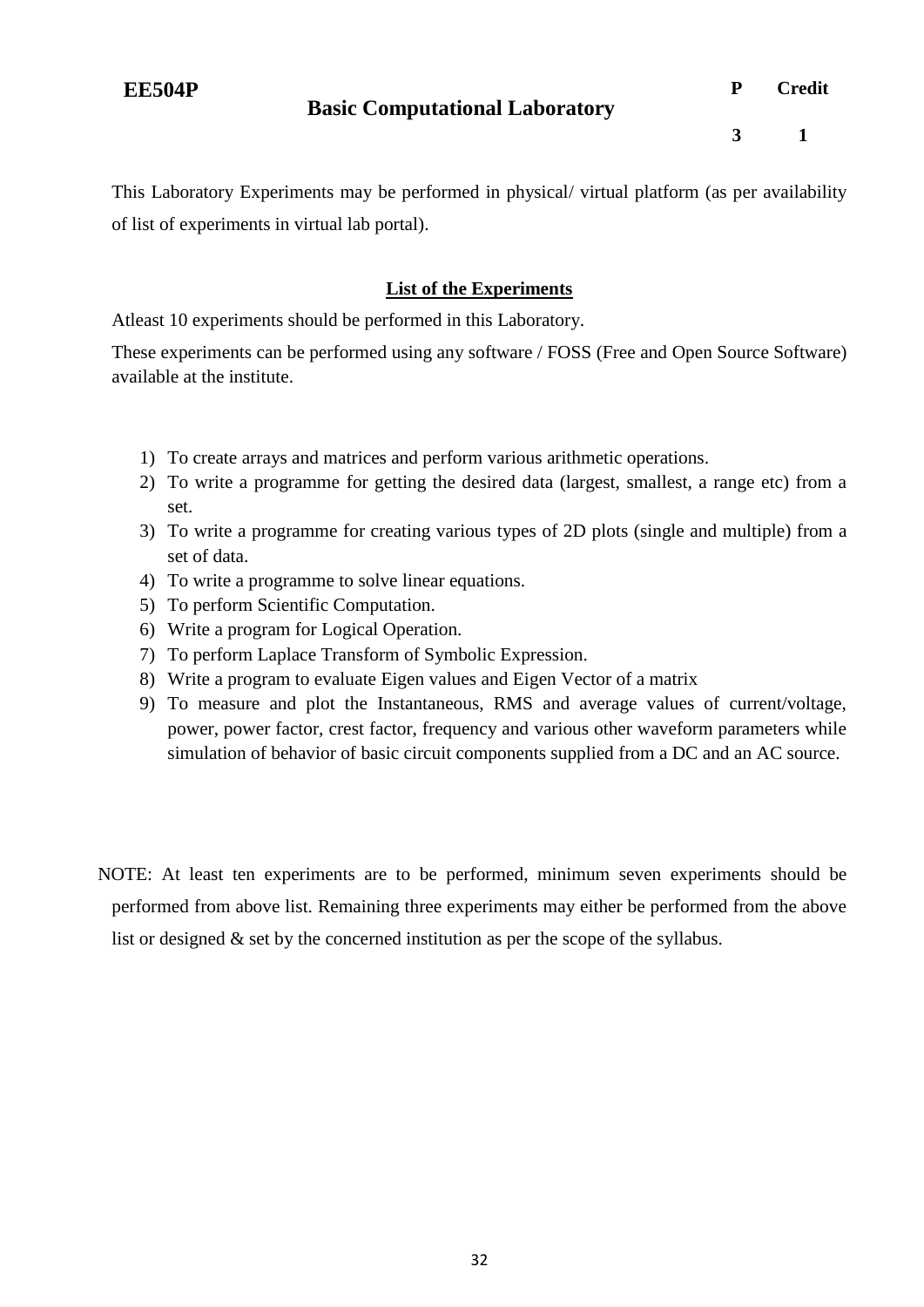| EE504P | Basic Computational Laboratory | P | Credit |
|---|---|---|---|
| | | 3 | 1 |

This Laboratory Experiments may be performed in physical/ virtual platform (as per availability of list of experiments in virtual lab portal).

**List of the Experiments**

Atleast 10 experiments should be performed in this Laboratory.

These experiments can be performed using any software / FOSS (Free and Open Source Software) available at the institute.

1) To create arrays and matrices and perform various arithmetic operations.
2) To write a programme for getting the desired data (largest, smallest, a range etc) from a set.
3) To write a programme for creating various types of 2D plots (single and multiple) from a set of data.
4) To write a programme to solve linear equations.
5) To perform Scientific Computation.
6) Write a program for Logical Operation.
7) To perform Laplace Transform of Symbolic Expression.
8) Write a program to evaluate Eigen values and Eigen Vector of a matrix
9) To measure and plot the Instantaneous, RMS and average values of current/voltage, power, power factor, crest factor, frequency and various other waveform parameters while simulation of behavior of basic circuit components supplied from a DC and an AC source.

NOTE: At least ten experiments are to be performed, minimum seven experiments should be performed from above list. Remaining three experiments may either be performed from the above list or designed & set by the concerned institution as per the scope of the syllabus.